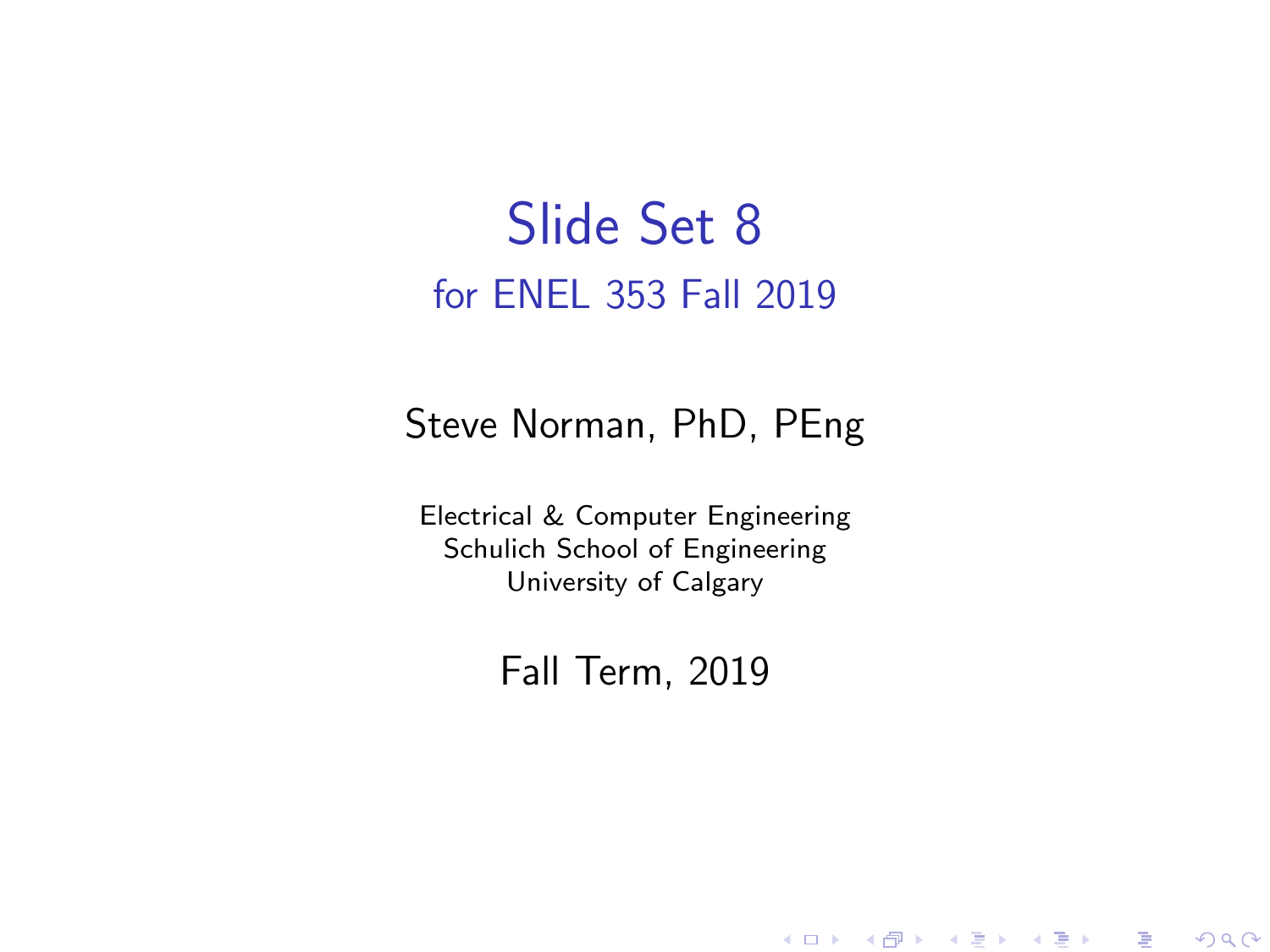# Slide Set 8

## for ENEL 353 Fall 2019

Steve Norman, PhD, PEng

Electrical & Computer Engineering
Schulich School of Engineering
University of Calgary

Fall Term, 2019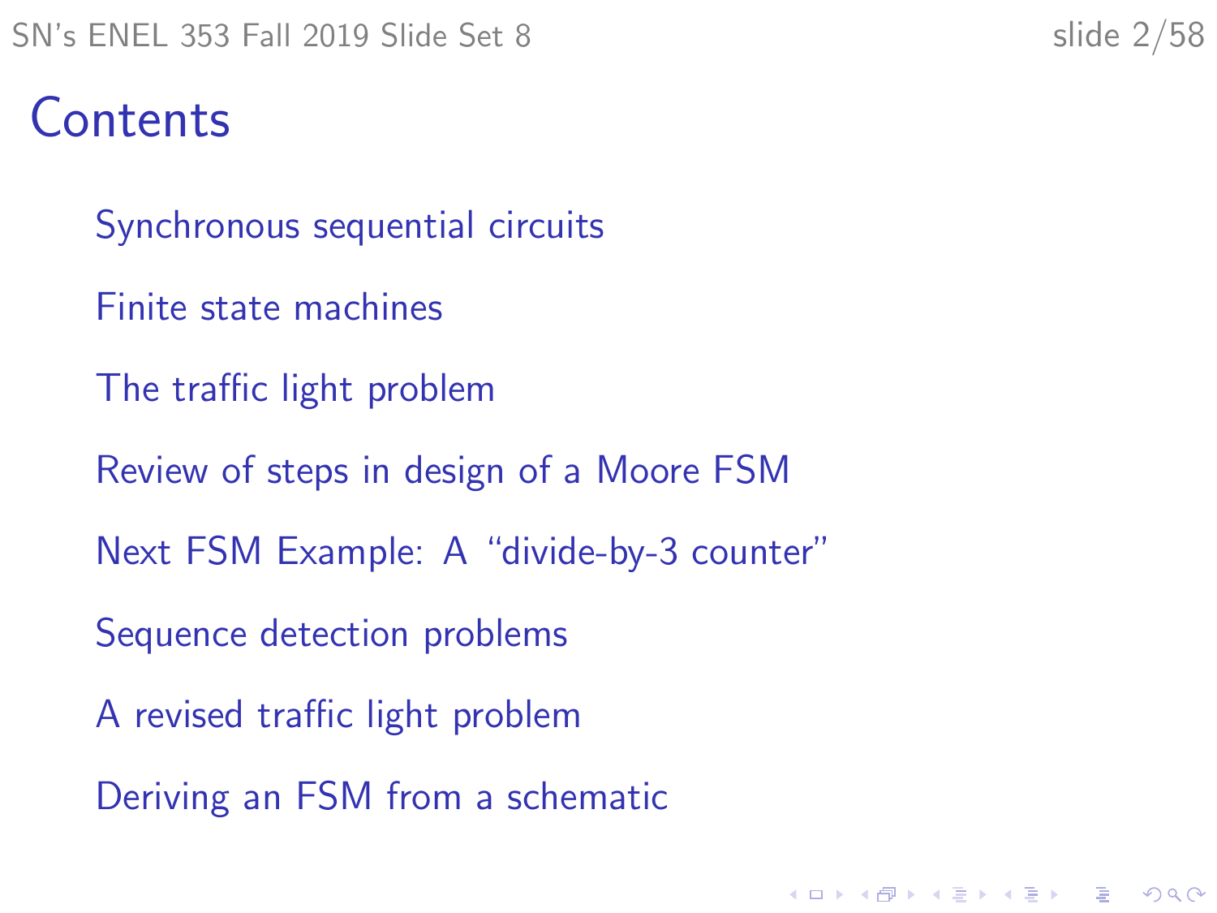# Contents

- Synchronous sequential circuits
- Finite state machines
- The traffic light problem
- Review of steps in design of a Moore FSM
- Next FSM Example: A "divide-by-3 counter"
- Sequence detection problems
- A revised traffic light problem
- Deriving an FSM from a schematic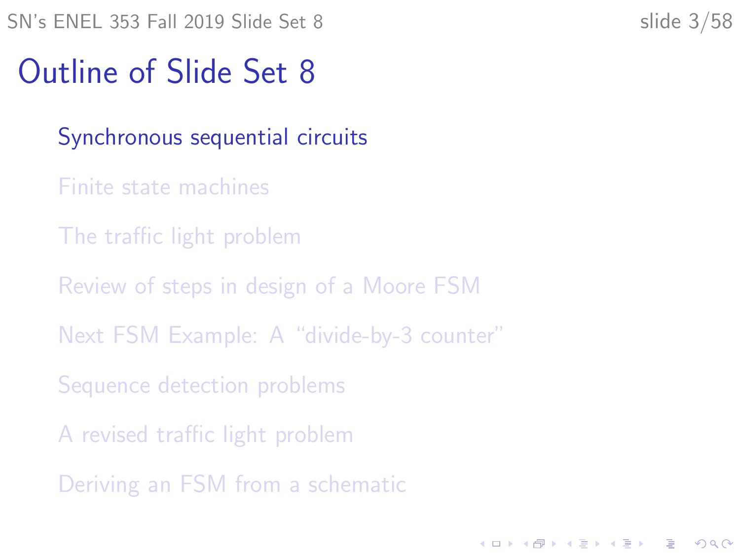# Outline of Slide Set 8

- Synchronous sequential circuits
- Finite state machines
- The traffic light problem
- Review of steps in design of a Moore FSM
- Next FSM Example: A "divide-by-3 counter"
- Sequence detection problems
- A revised traffic light problem
- Deriving an FSM from a schematic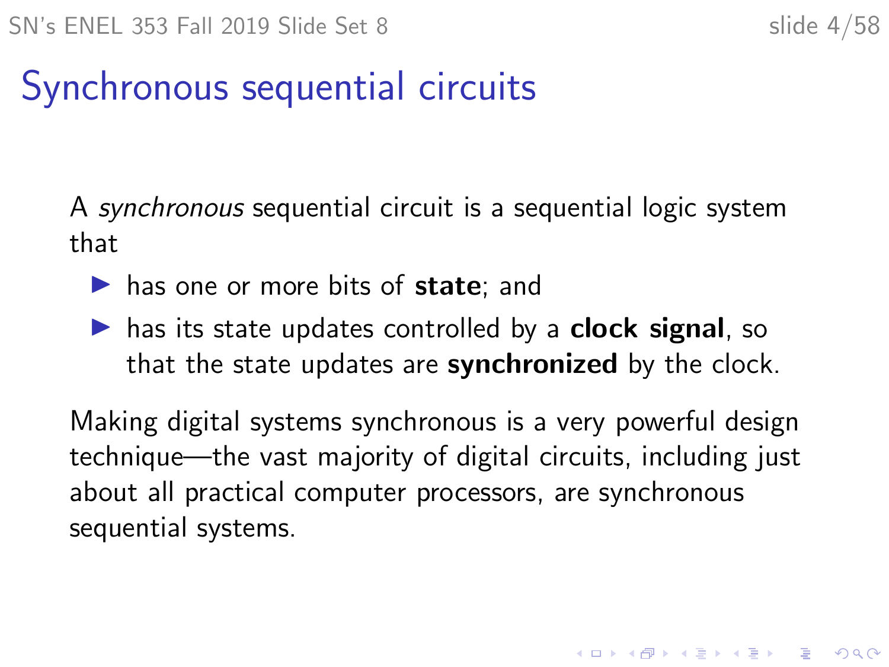# Synchronous sequential circuits

A *synchronous* sequential circuit is a sequential logic system that

- has one or more bits of **state**; and
- has its state updates controlled by a **clock signal**, so that the state updates are **synchronized** by the clock.

Making digital systems synchronous is a very powerful design technique—the vast majority of digital circuits, including just about all practical computer processors, are synchronous sequential systems.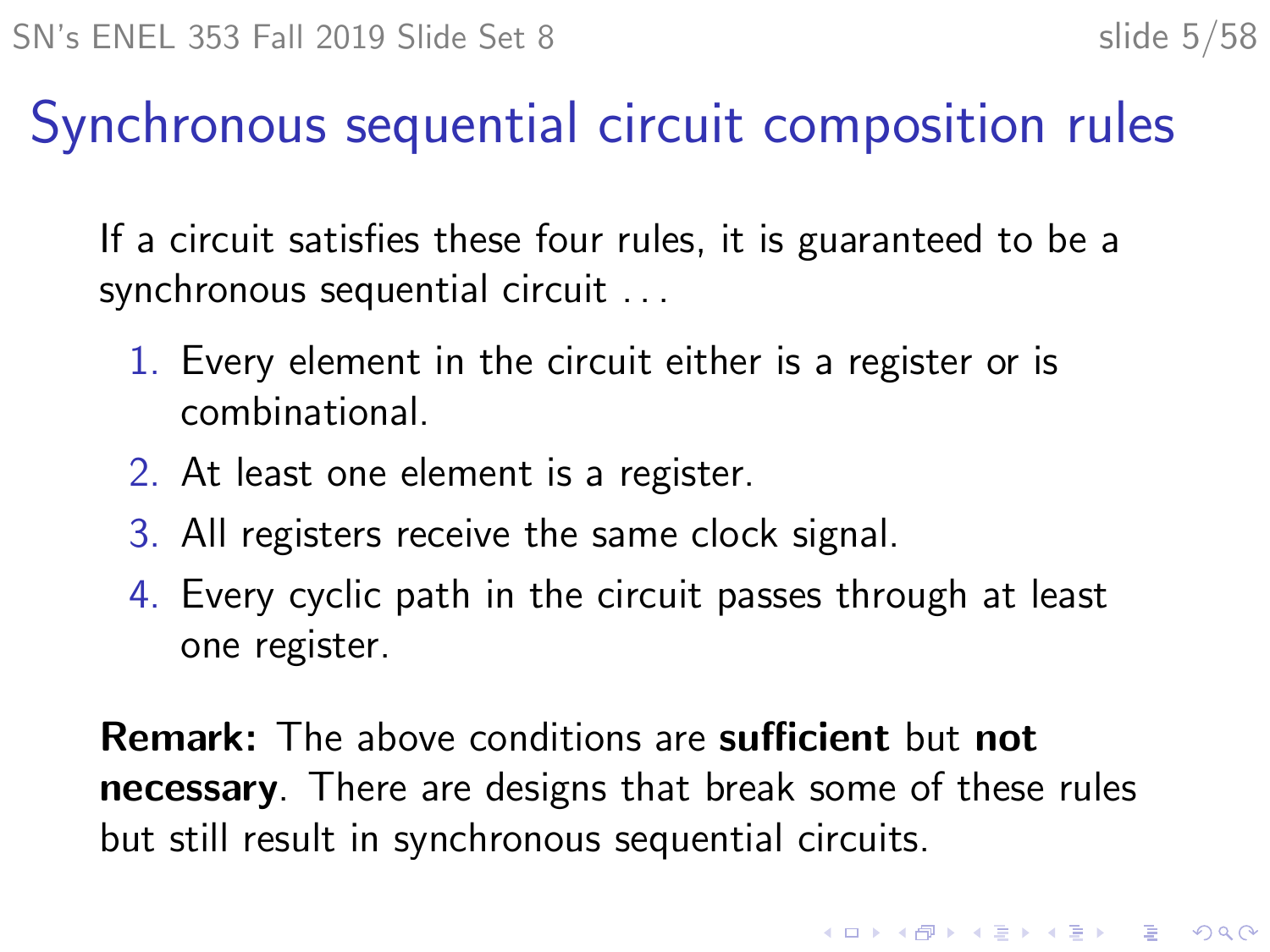# Synchronous sequential circuit composition rules

If a circuit satisfies these four rules, it is guaranteed to be a synchronous sequential circuit . . .

1. Every element in the circuit either is a register or is combinational.
2. At least one element is a register.
3. All registers receive the same clock signal.
4. Every cyclic path in the circuit passes through at least one register.

**Remark:** The above conditions are **sufficient** but **not necessary**. There are designs that break some of these rules but still result in synchronous sequential circuits.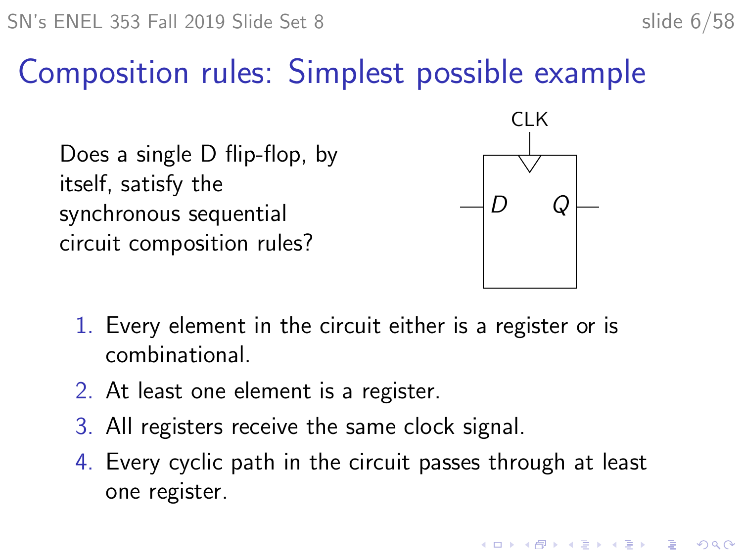# Composition rules: Simplest possible example

Does a single D flip-flop, by itself, satisfy the synchronous sequential circuit composition rules?

1. Every element in the circuit either is a register or is combinational.
2. At least one element is a register.
3. All registers receive the same clock signal.
4. Every cyclic path in the circuit passes through at least one register.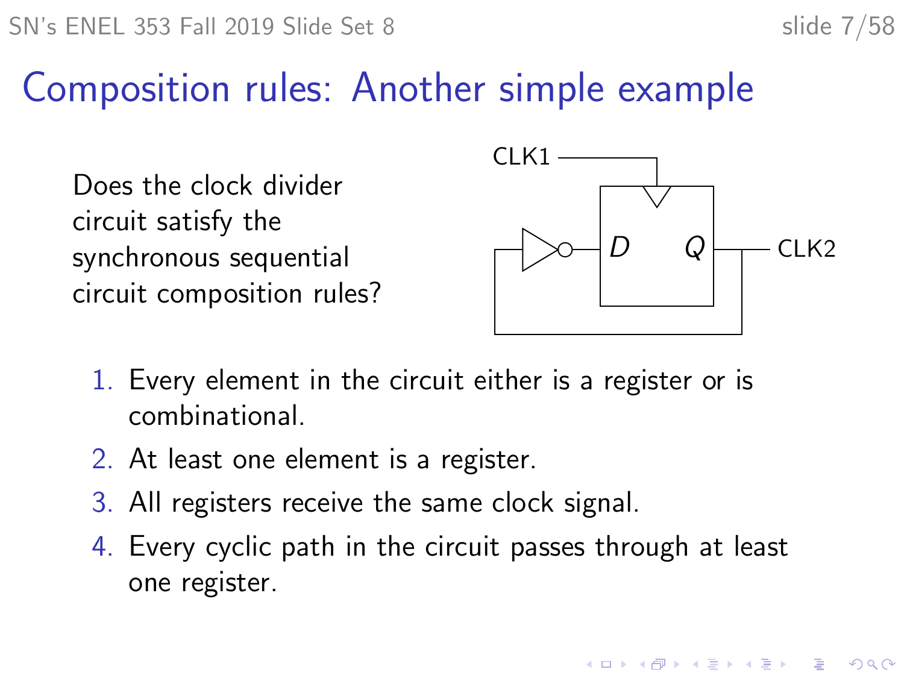# Composition rules: Another simple example

Does the clock divider circuit satisfy the synchronous sequential circuit composition rules?

CLK1

D Q

CLK2

1. Every element in the circuit either is a register or is combinational.
2. At least one element is a register.
3. All registers receive the same clock signal.
4. Every cyclic path in the circuit passes through at least one register.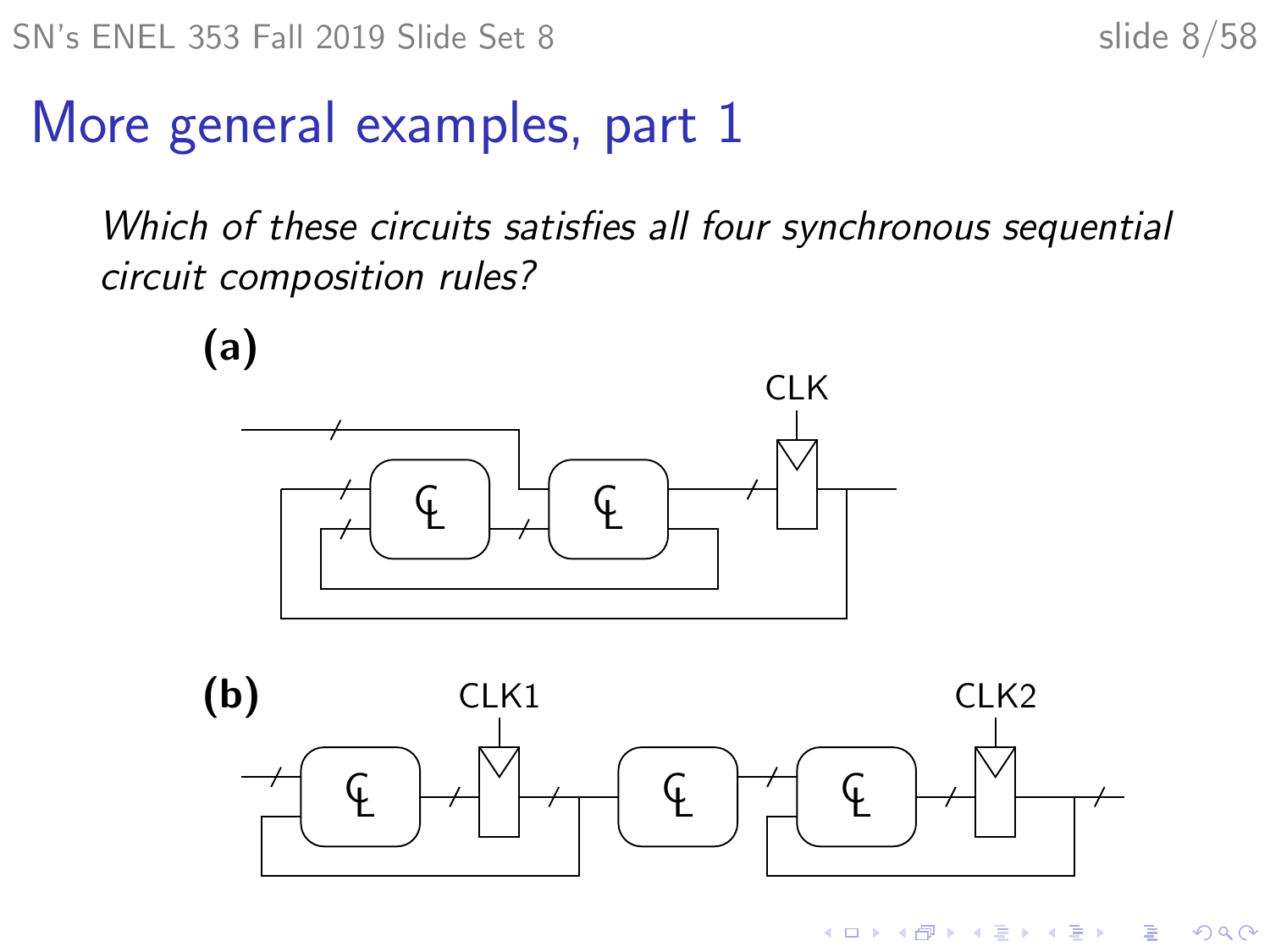# More general examples, part 1

*Which of these circuits satisfies all four synchronous sequential circuit composition rules?*

**(a)**

CLK

**(b)**

CLK1

CLK2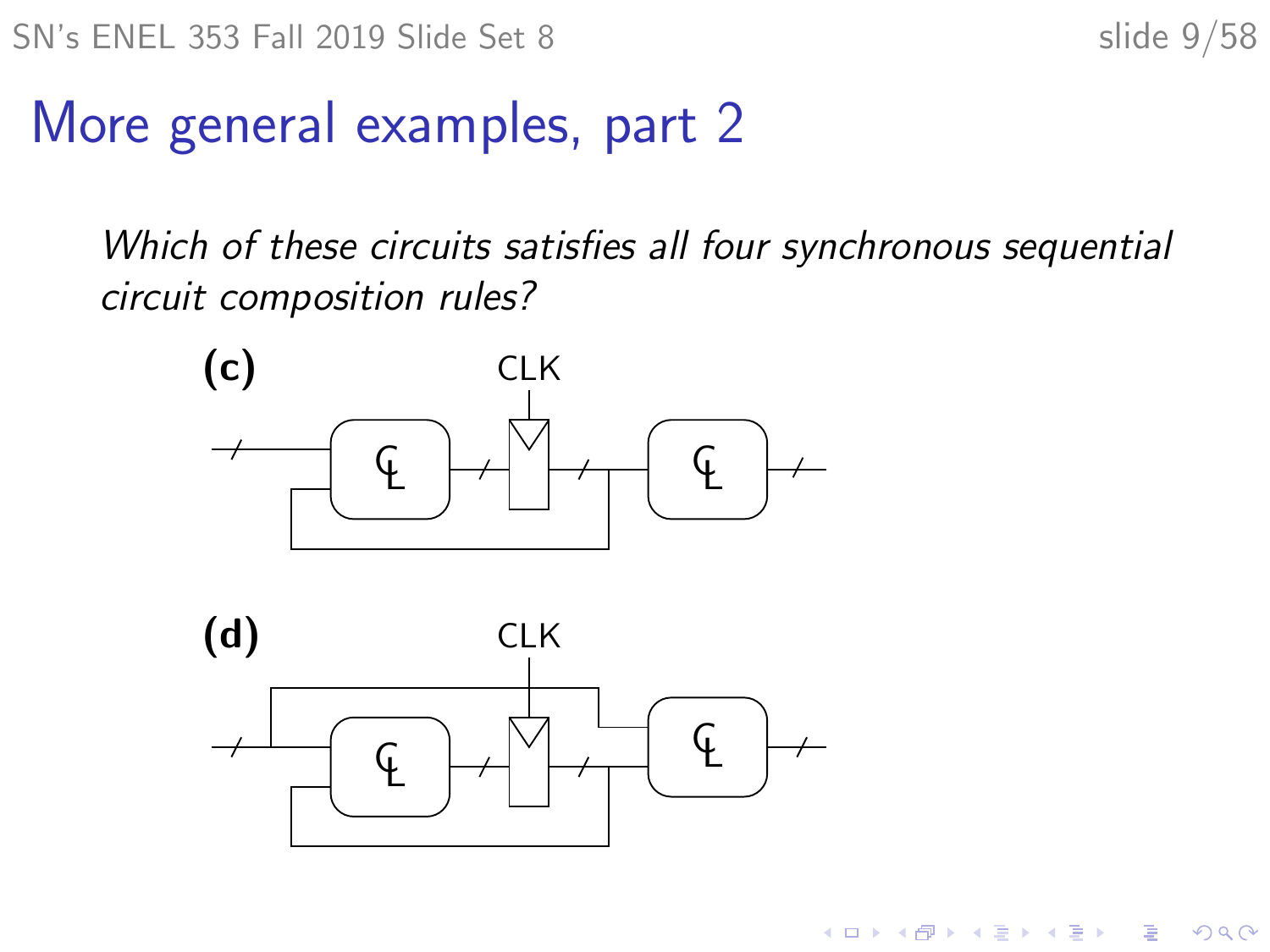# More general examples, part 2

*Which of these circuits satisfies all four synchronous sequential circuit composition rules?*

**(c)**

CLK

**(d)**

CLK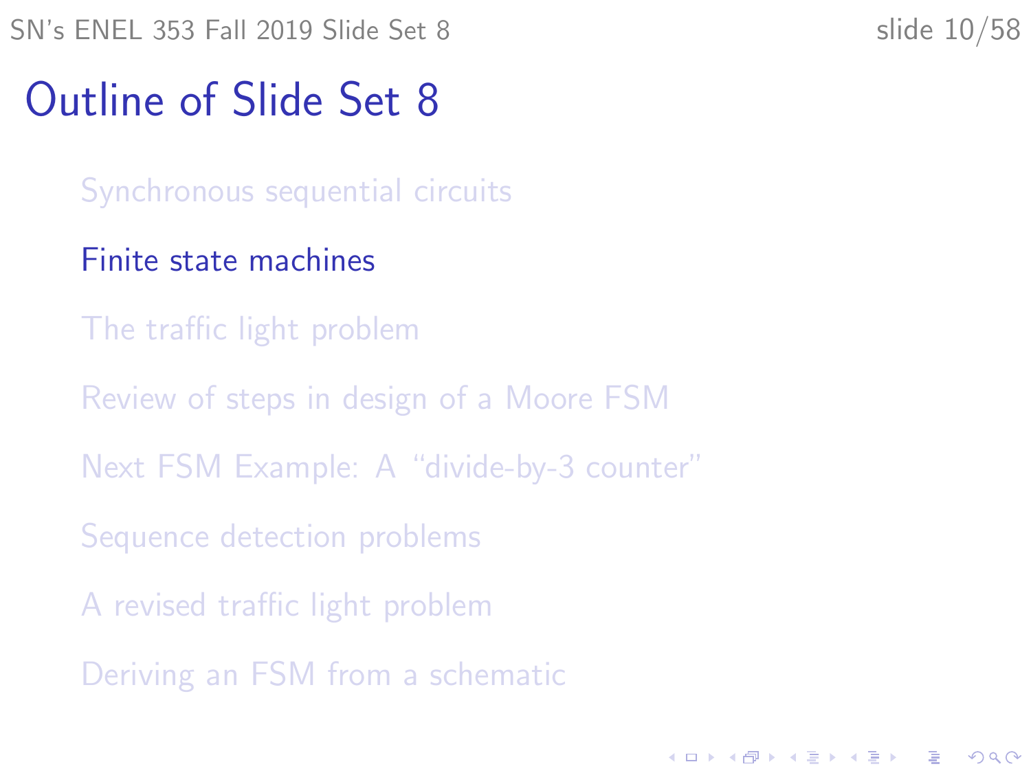# Outline of Slide Set 8

- Synchronous sequential circuits
- Finite state machines
- The traffic light problem
- Review of steps in design of a Moore FSM
- Next FSM Example: A "divide-by-3 counter"
- Sequence detection problems
- A revised traffic light problem
- Deriving an FSM from a schematic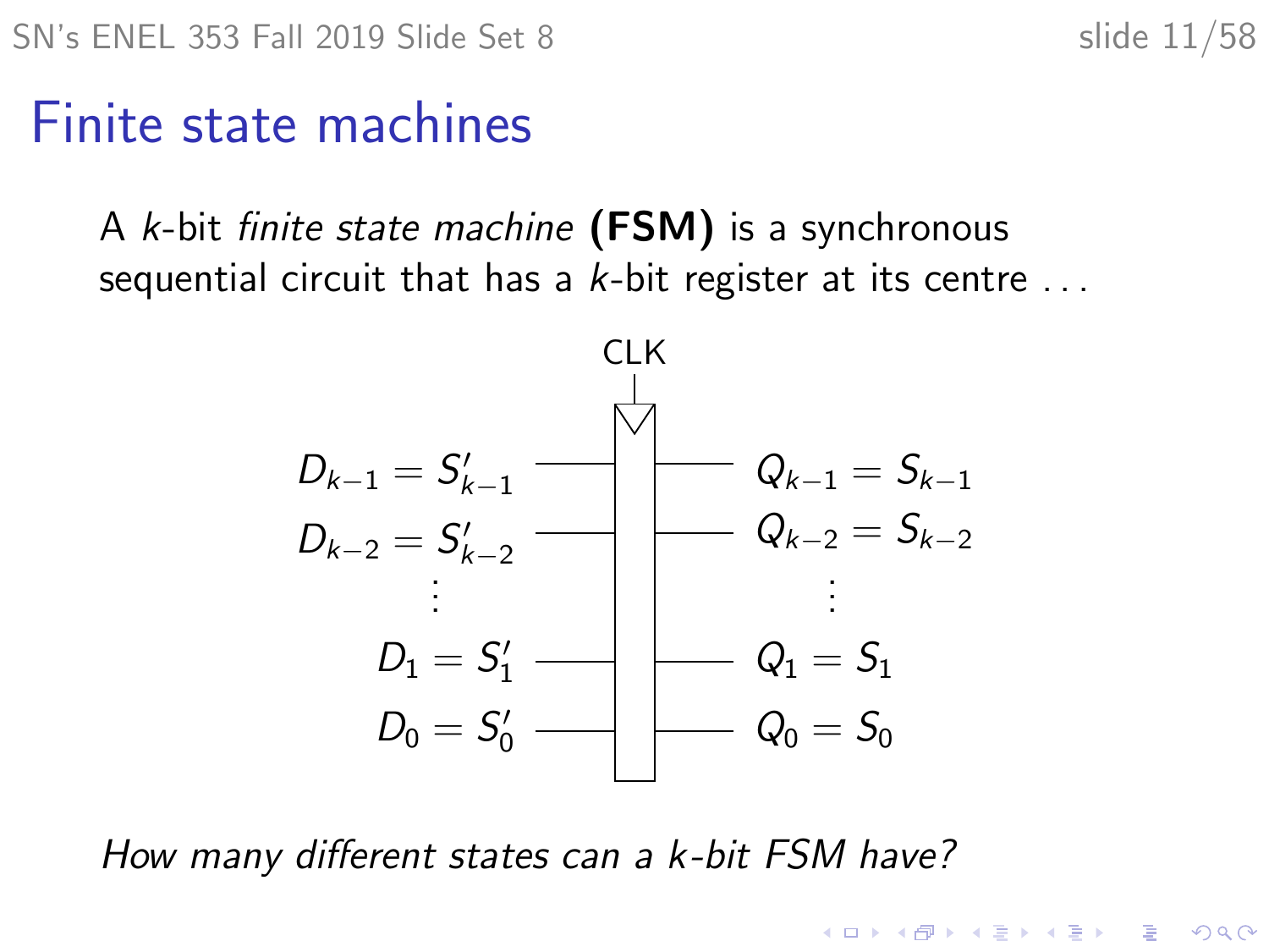# Finite state machines

A $k$-bit *finite state machine* **(FSM)** is a synchronous sequential circuit that has a $k$-bit register at its centre ...

CLK

$D_{k-1} = S'_{k-1}$ — $Q_{k-1} = S_{k-1}$

$D_{k-2} = S'_{k-2}$ — $Q_{k-2} = S_{k-2}$

$\vdots$ — $\vdots$

$D_1 = S'_1$ — $Q_1 = S_1$

$D_0 = S'_0$ — $Q_0 = S_0$

*How many different states can a $k$-bit FSM have?*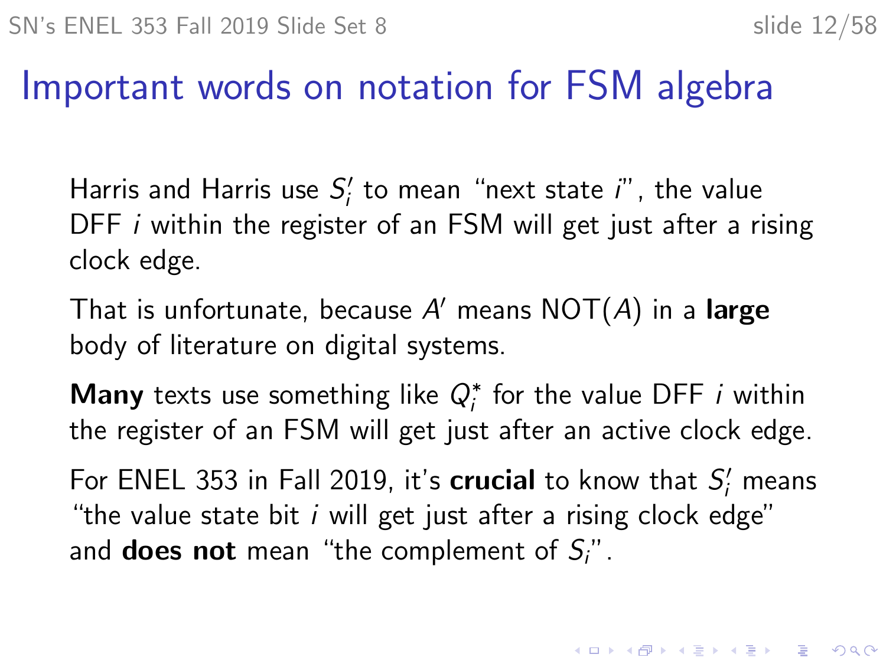# Important words on notation for FSM algebra

Harris and Harris use $S_i'$ to mean "next state $i$", the value DFF $i$ within the register of an FSM will get just after a rising clock edge.

That is unfortunate, because $A'$ means NOT($A$) in a **large** body of literature on digital systems.

**Many** texts use something like $Q_i^*$ for the value DFF $i$ within the register of an FSM will get just after an active clock edge.

For ENEL 353 in Fall 2019, it's **crucial** to know that $S_i'$ means "the value state bit $i$ will get just after a rising clock edge" and **does not** mean "the complement of $S_i$".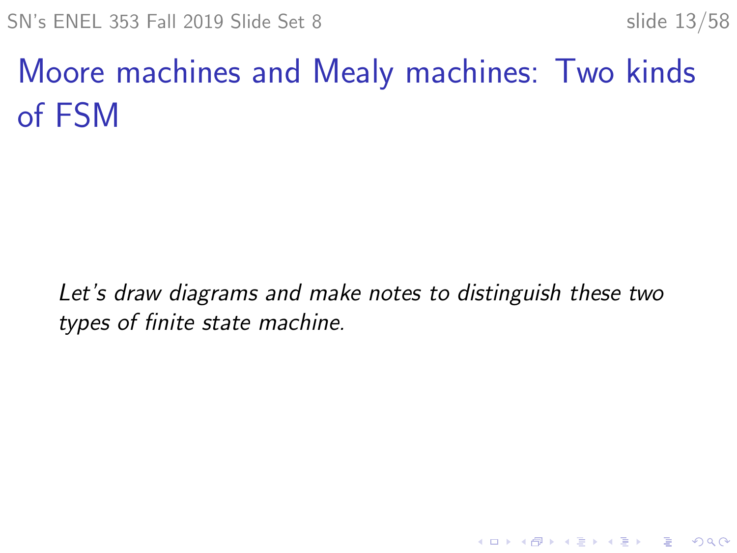# Moore machines and Mealy machines: Two kinds of FSM

*Let's draw diagrams and make notes to distinguish these two types of finite state machine.*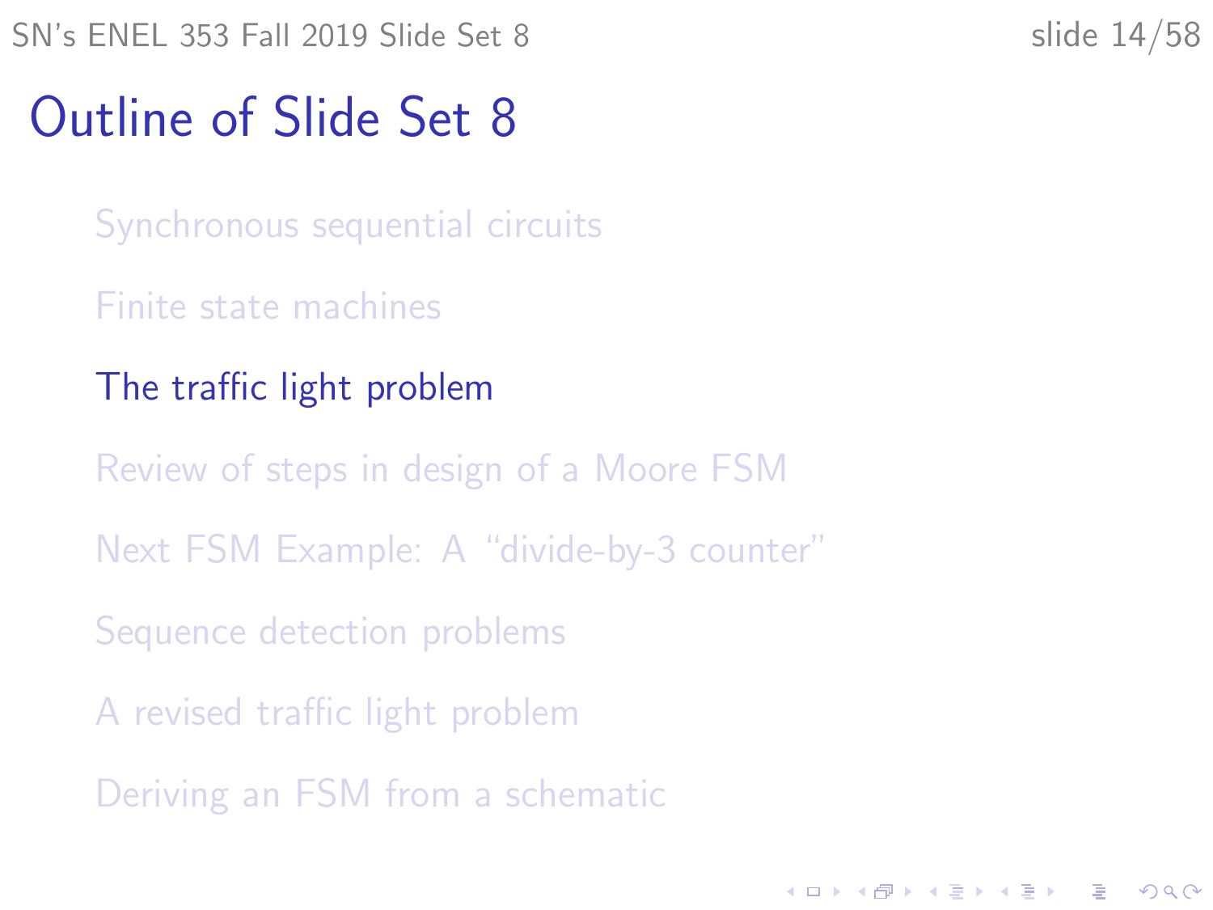# Outline of Slide Set 8

- Synchronous sequential circuits
- Finite state machines
- The traffic light problem
- Review of steps in design of a Moore FSM
- Next FSM Example: A "divide-by-3 counter"
- Sequence detection problems
- A revised traffic light problem
- Deriving an FSM from a schematic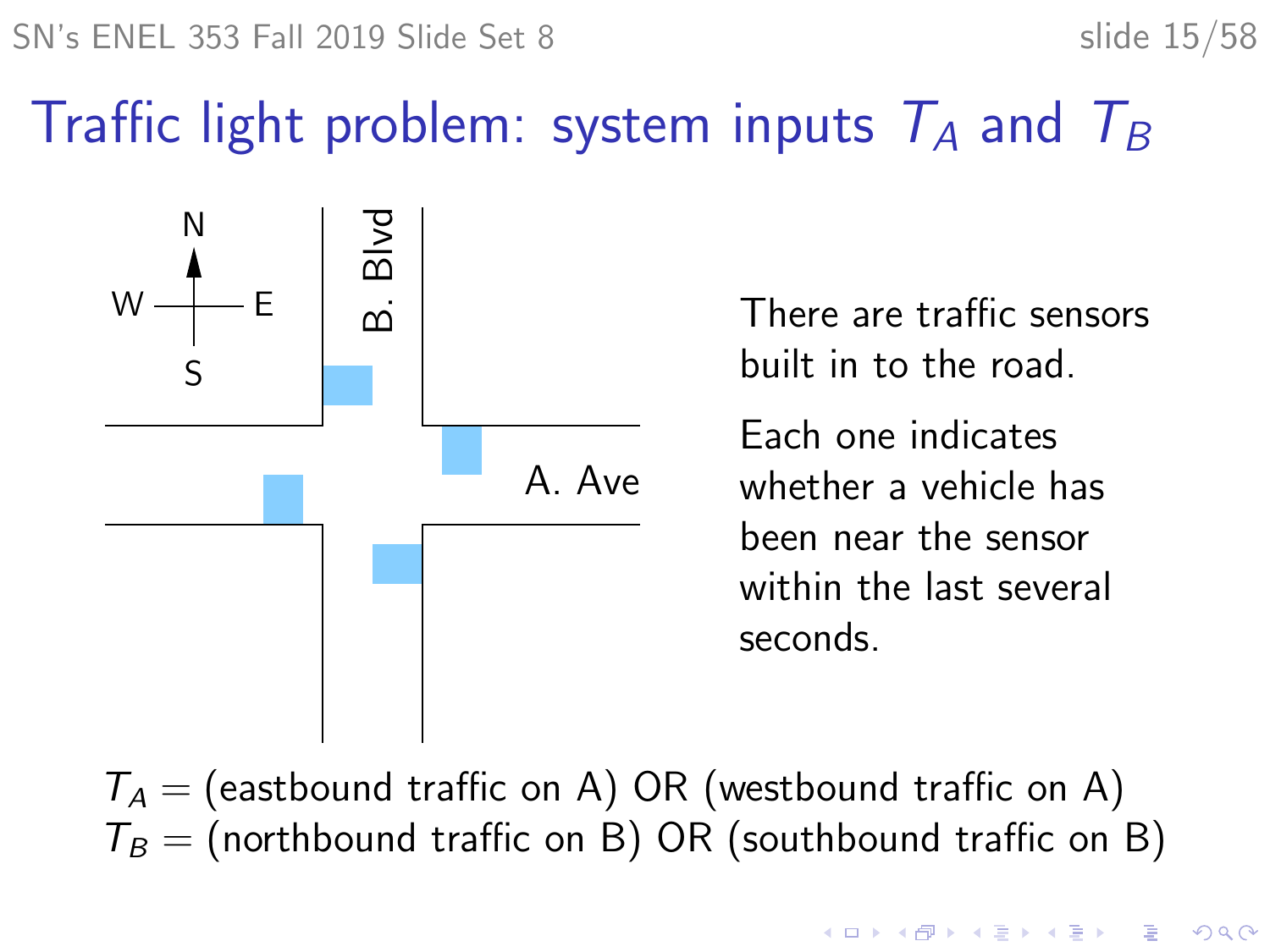# Traffic light problem: system inputs $T_A$ and $T_B$

There are traffic sensors built in to the road.

Each one indicates whether a vehicle has been near the sensor within the last several seconds.

$T_A$ = (eastbound traffic on A) OR (westbound traffic on A)
$T_B$ = (northbound traffic on B) OR (southbound traffic on B)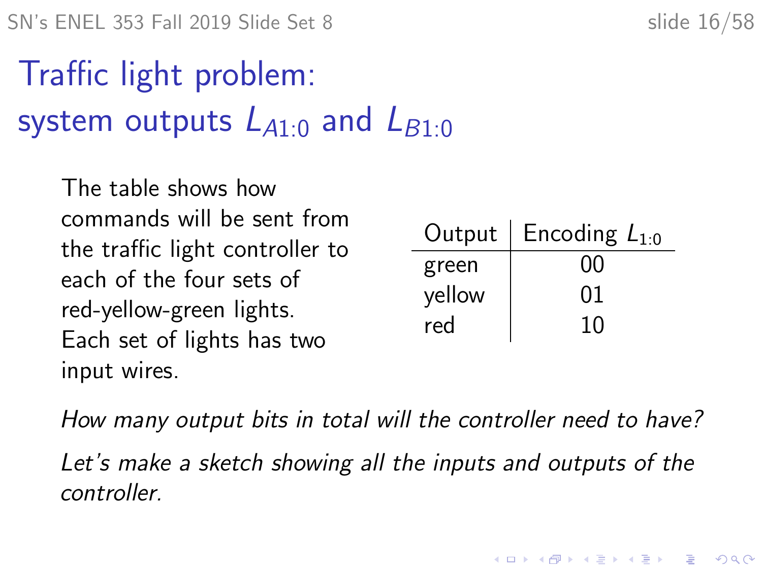# Traffic light problem: system outputs $L_{A1:0}$ and $L_{B1:0}$

The table shows how commands will be sent from the traffic light controller to each of the four sets of red-yellow-green lights. Each set of lights has two input wires.

| Output | Encoding $L_{1:0}$ |
|---|---|
| green | 00 |
| yellow | 01 |
| red | 10 |

*How many output bits in total will the controller need to have?*

*Let's make a sketch showing all the inputs and outputs of the controller.*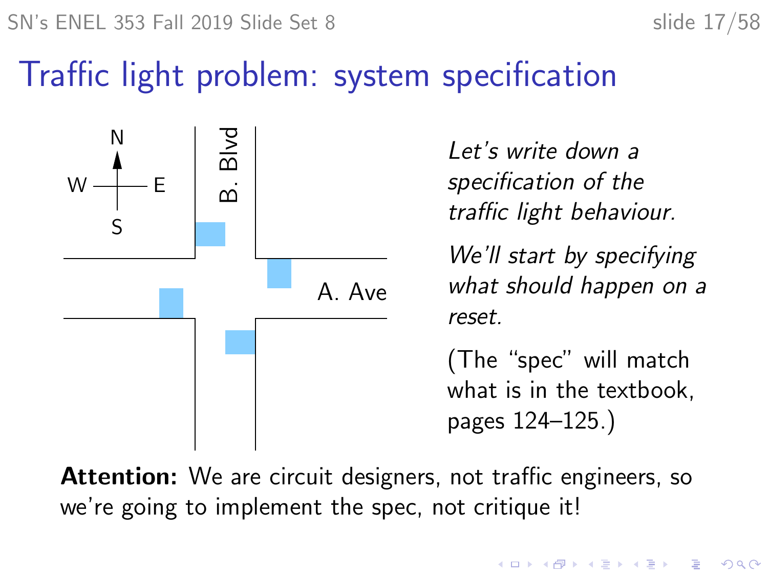# Traffic light problem: system specification

N

W E

S

B. Blvd

A. Ave

*Let's write down a specification of the traffic light behaviour.*

*We'll start by specifying what should happen on a reset.*

(The "spec" will match what is in the textbook, pages 124–125.)

**Attention:** We are circuit designers, not traffic engineers, so we're going to implement the spec, not critique it!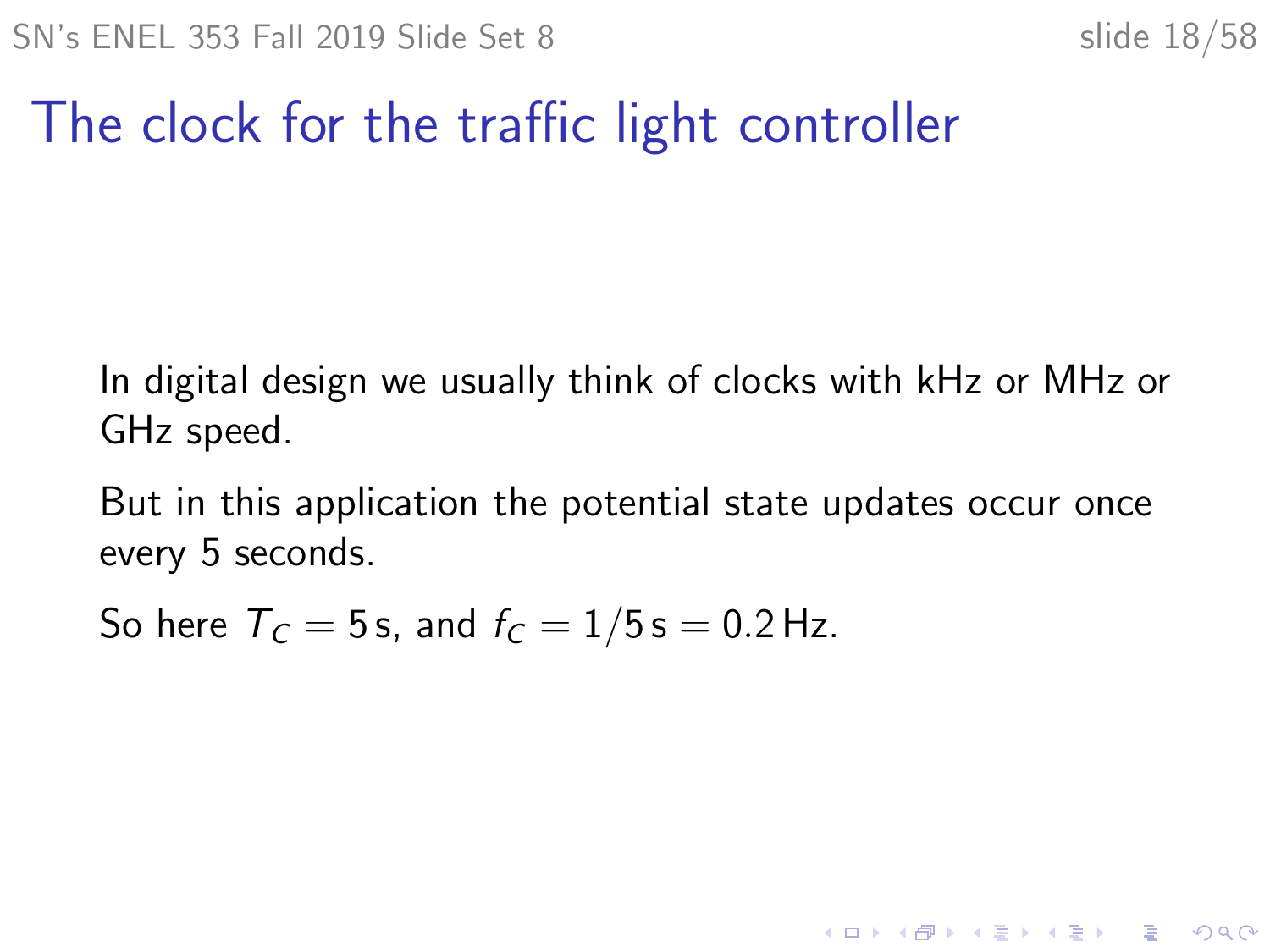# The clock for the traffic light controller

In digital design we usually think of clocks with kHz or MHz or GHz speed.

But in this application the potential state updates occur once every 5 seconds.

So here $T_C = 5\,\text{s}$, and $f_C = 1/5\,\text{s} = 0.2\,\text{Hz}$.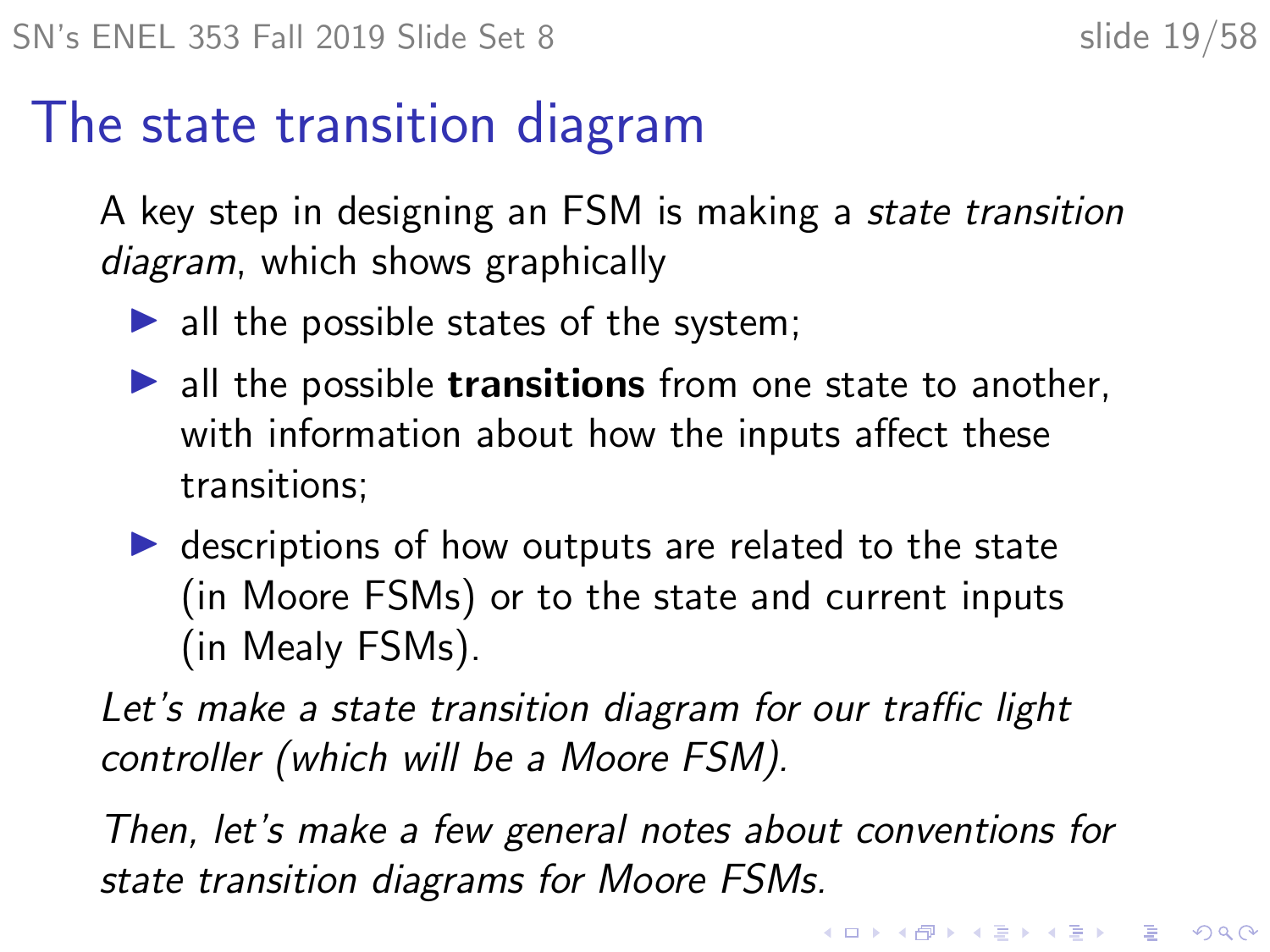# The state transition diagram

A key step in designing an FSM is making a *state transition diagram*, which shows graphically

- all the possible states of the system;
- all the possible **transitions** from one state to another, with information about how the inputs affect these transitions;
- descriptions of how outputs are related to the state (in Moore FSMs) or to the state and current inputs (in Mealy FSMs).

*Let's make a state transition diagram for our traffic light controller (which will be a Moore FSM).*

*Then, let's make a few general notes about conventions for state transition diagrams for Moore FSMs.*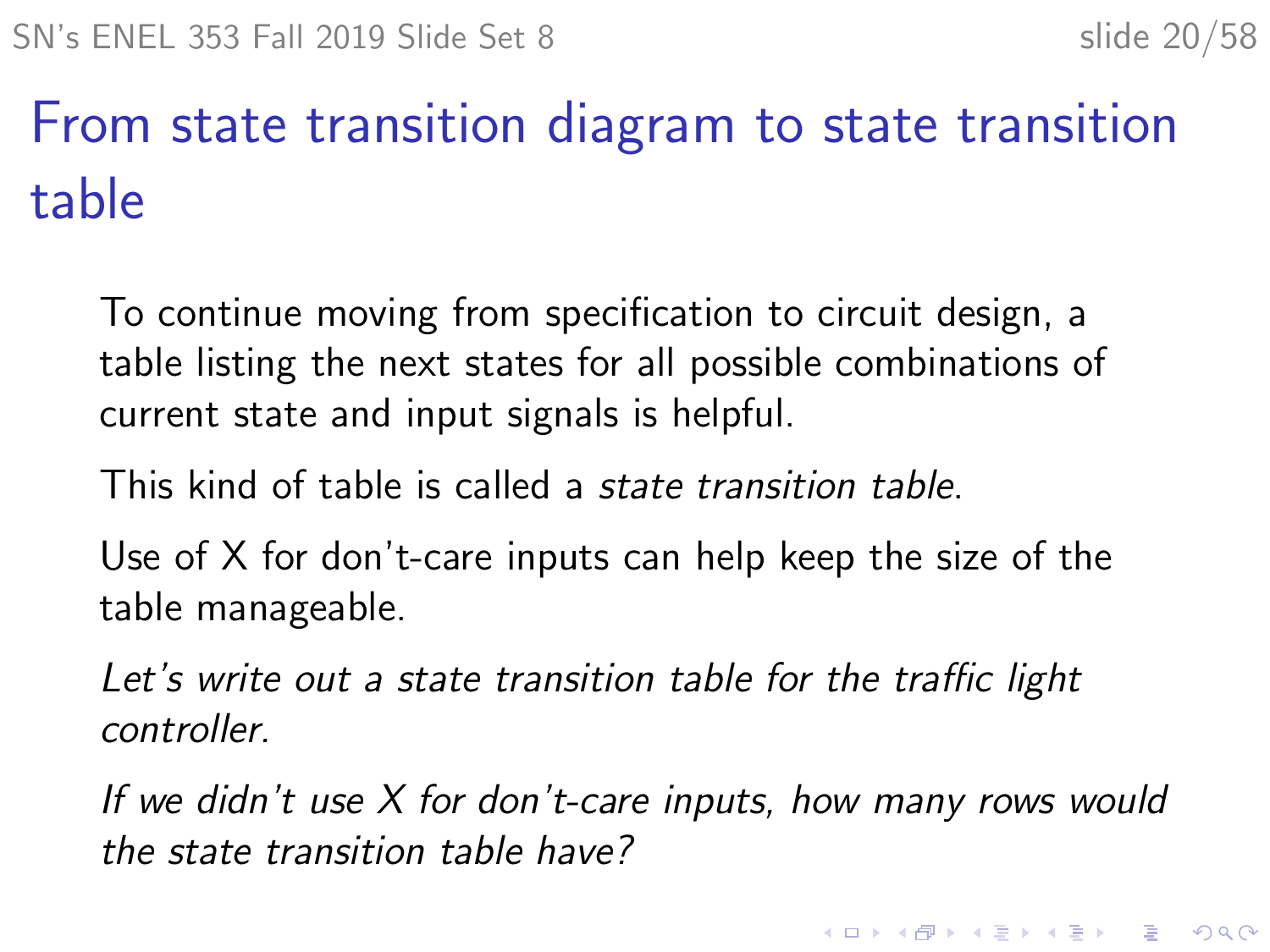# From state transition diagram to state transition table

To continue moving from specification to circuit design, a table listing the next states for all possible combinations of current state and input signals is helpful.

This kind of table is called a *state transition table*.

Use of X for don't-care inputs can help keep the size of the table manageable.

*Let's write out a state transition table for the traffic light controller.*

*If we didn't use X for don't-care inputs, how many rows would the state transition table have?*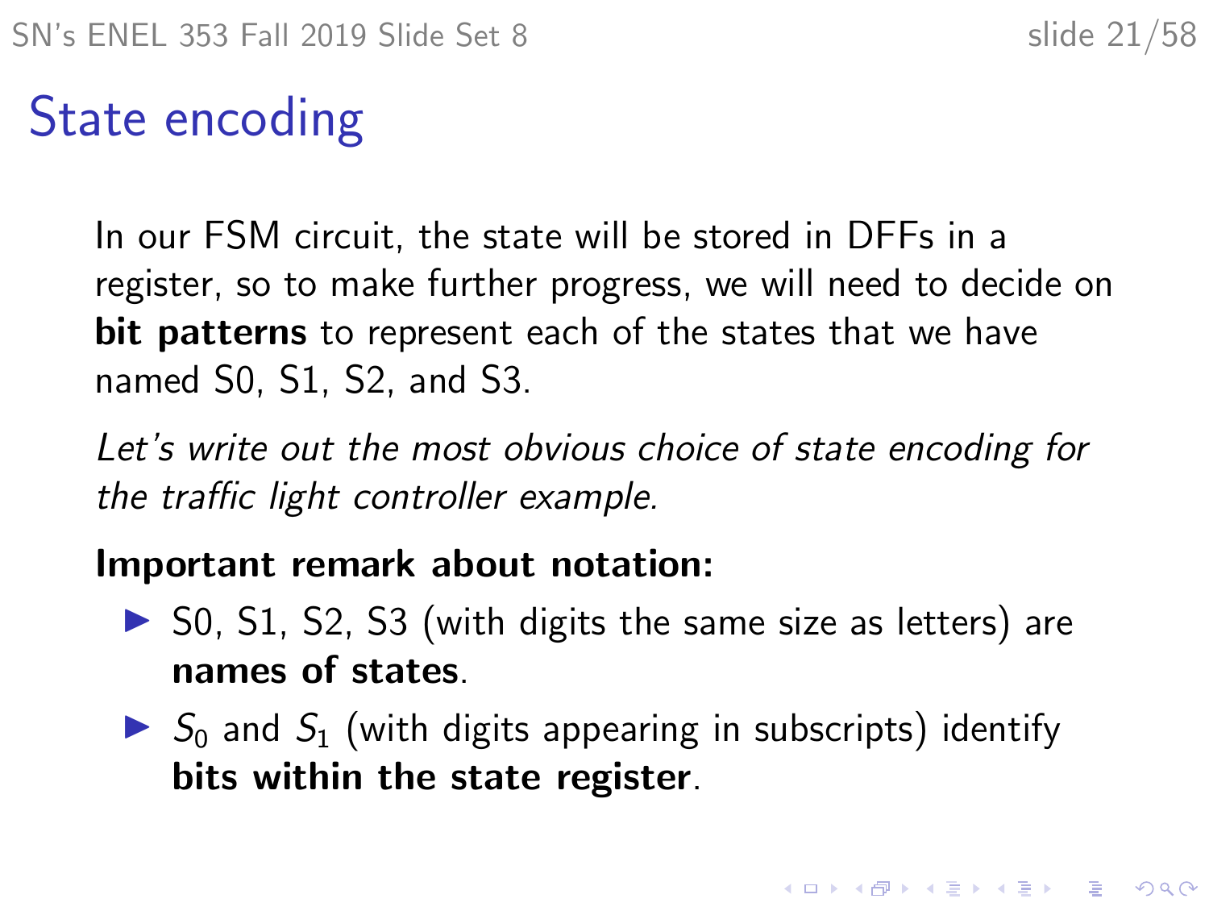# State encoding

In our FSM circuit, the state will be stored in DFFs in a register, so to make further progress, we will need to decide on **bit patterns** to represent each of the states that we have named S0, S1, S2, and S3.

*Let's write out the most obvious choice of state encoding for the traffic light controller example.*

**Important remark about notation:**

- S0, S1, S2, S3 (with digits the same size as letters) are **names of states**.
- $S_0$ and $S_1$ (with digits appearing in subscripts) identify **bits within the state register**.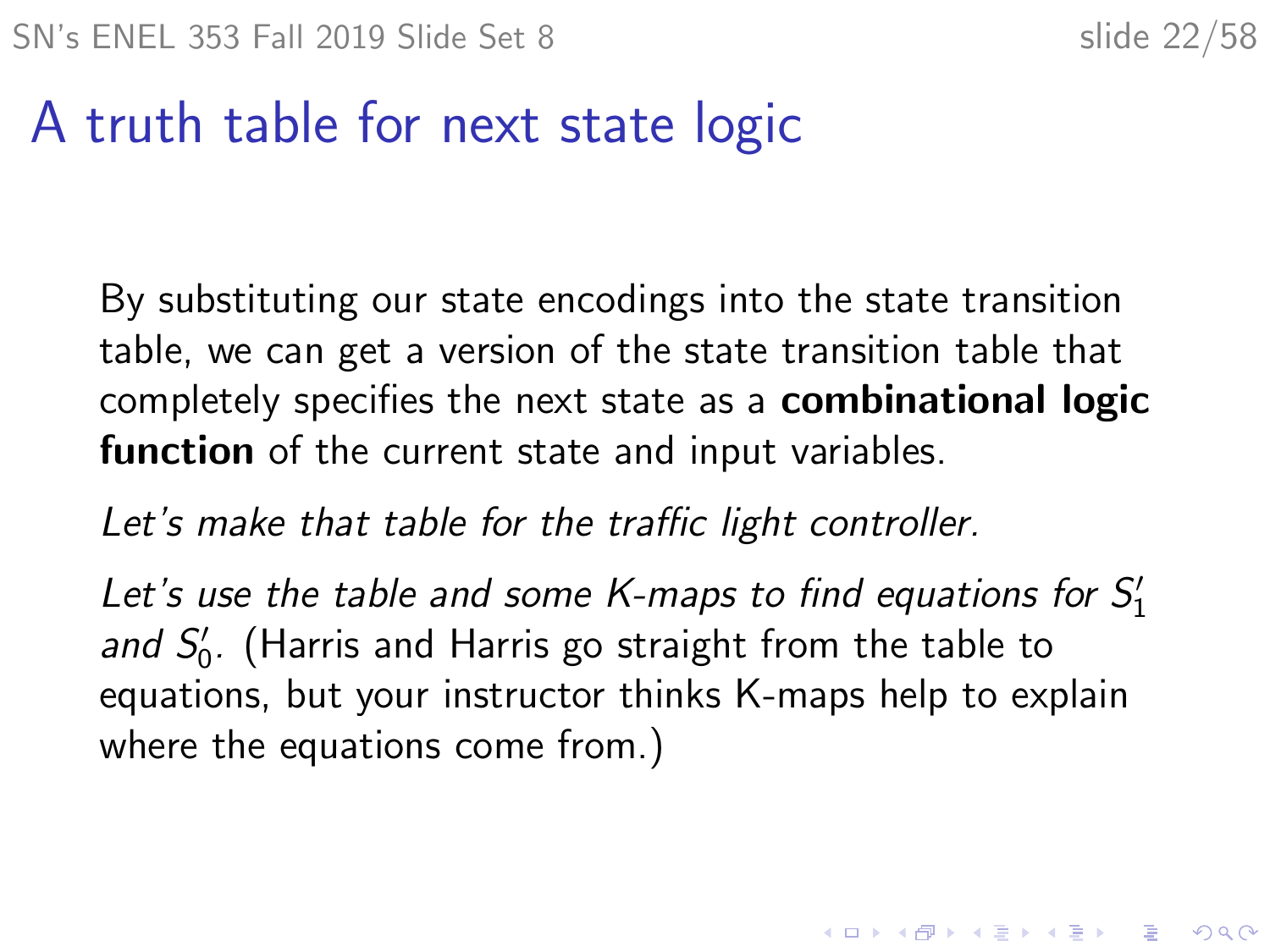# A truth table for next state logic

By substituting our state encodings into the state transition table, we can get a version of the state transition table that completely specifies the next state as a **combinational logic function** of the current state and input variables.

*Let's make that table for the traffic light controller.*

*Let's use the table and some K-maps to find equations for $S_1'$ and $S_0'$.* (Harris and Harris go straight from the table to equations, but your instructor thinks K-maps help to explain where the equations come from.)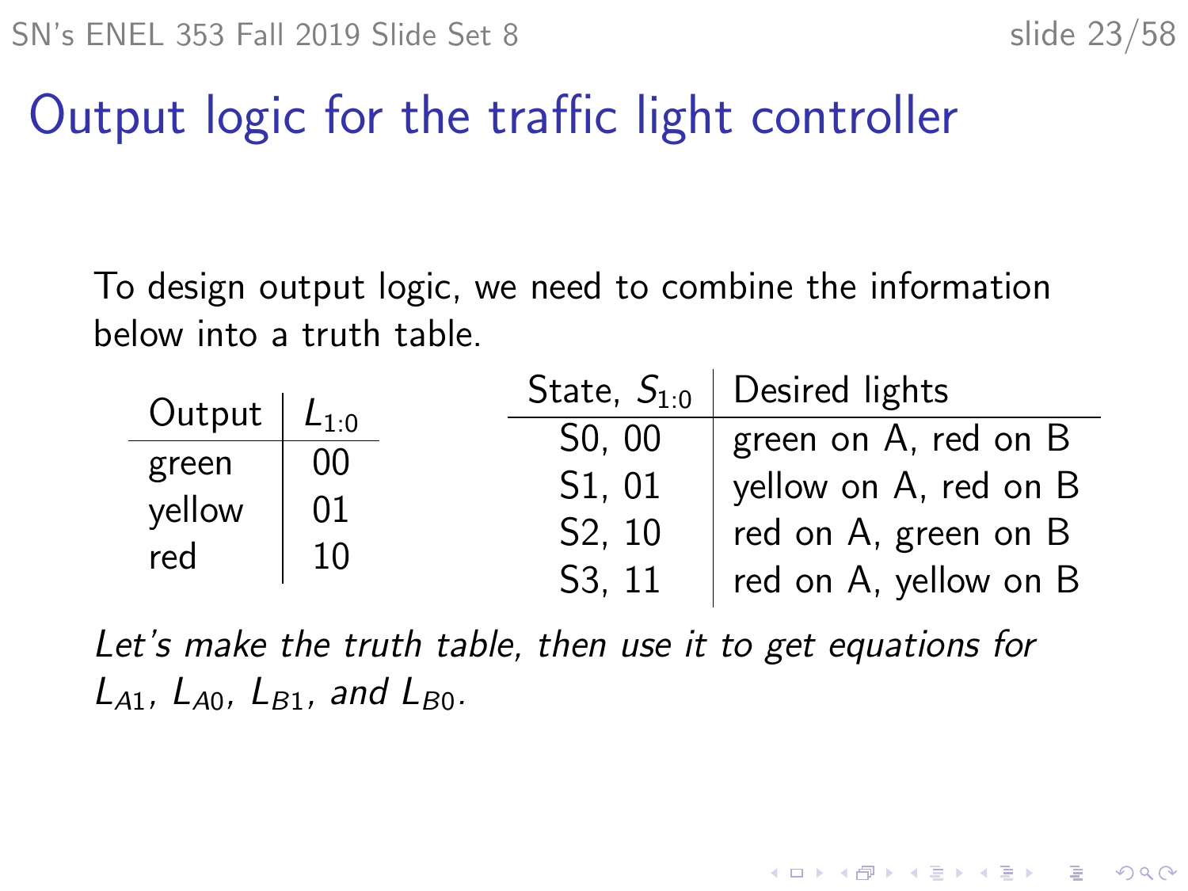# Output logic for the traffic light controller

To design output logic, we need to combine the information below into a truth table.

| Output | $L_{1:0}$ |
|---|---|
| green | 00 |
| yellow | 01 |
| red | 10 |

| State, $S_{1:0}$ | Desired lights |
|---|---|
| S0, 00 | green on A, red on B |
| S1, 01 | yellow on A, red on B |
| S2, 10 | red on A, green on B |
| S3, 11 | red on A, yellow on B |

*Let's make the truth table, then use it to get equations for $L_{A1}$, $L_{A0}$, $L_{B1}$, and $L_{B0}$.*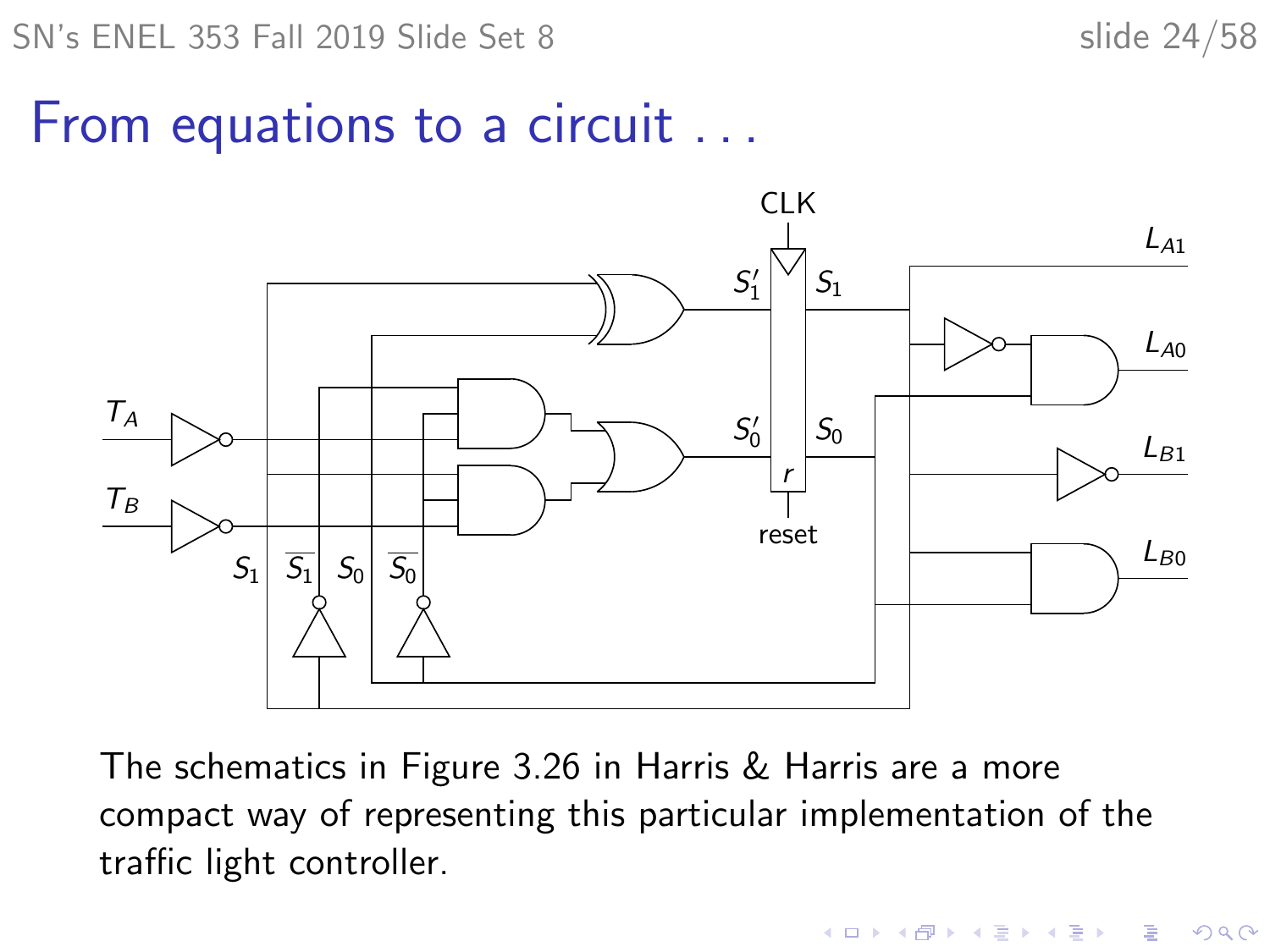# From equations to a circuit . . .

The schematics in Figure 3.26 in Harris & Harris are a more compact way of representing this particular implementation of the traffic light controller.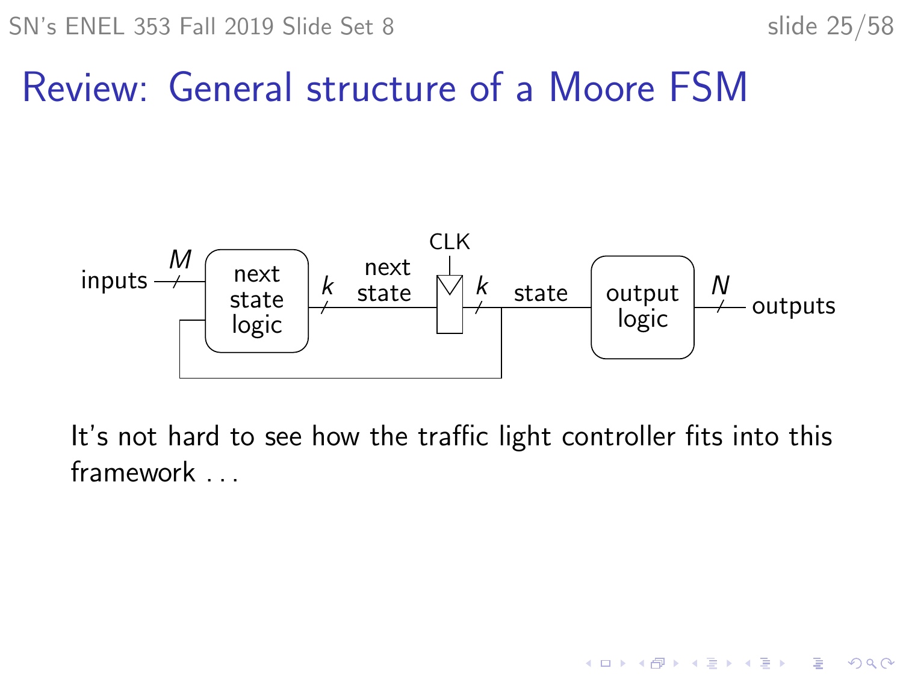# Review: General structure of a Moore FSM

It's not hard to see how the traffic light controller fits into this framework . . .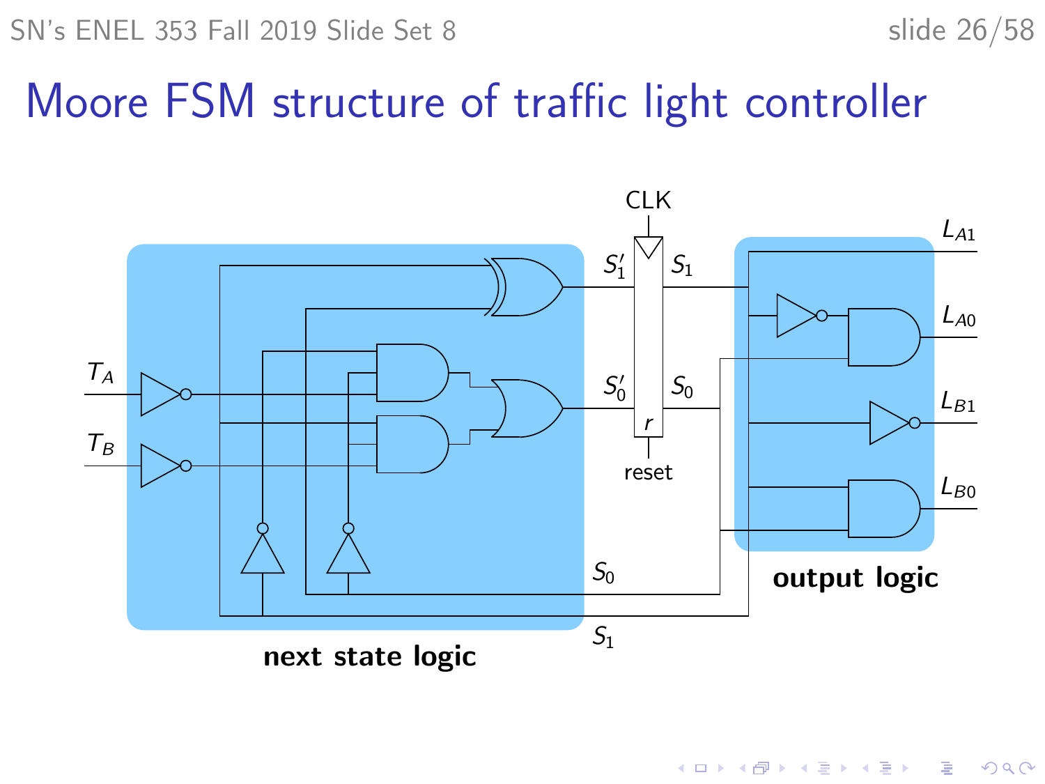# Moore FSM structure of traffic light controller

CLK

$T_A$

$T_B$

$S_1'$

$S_0'$

$S_1$

$S_0$

$r$

reset

$L_{A1}$

$L_{A0}$

$L_{B1}$

$L_{B0}$

$S_0$

$S_1$

**next state logic**

**output logic**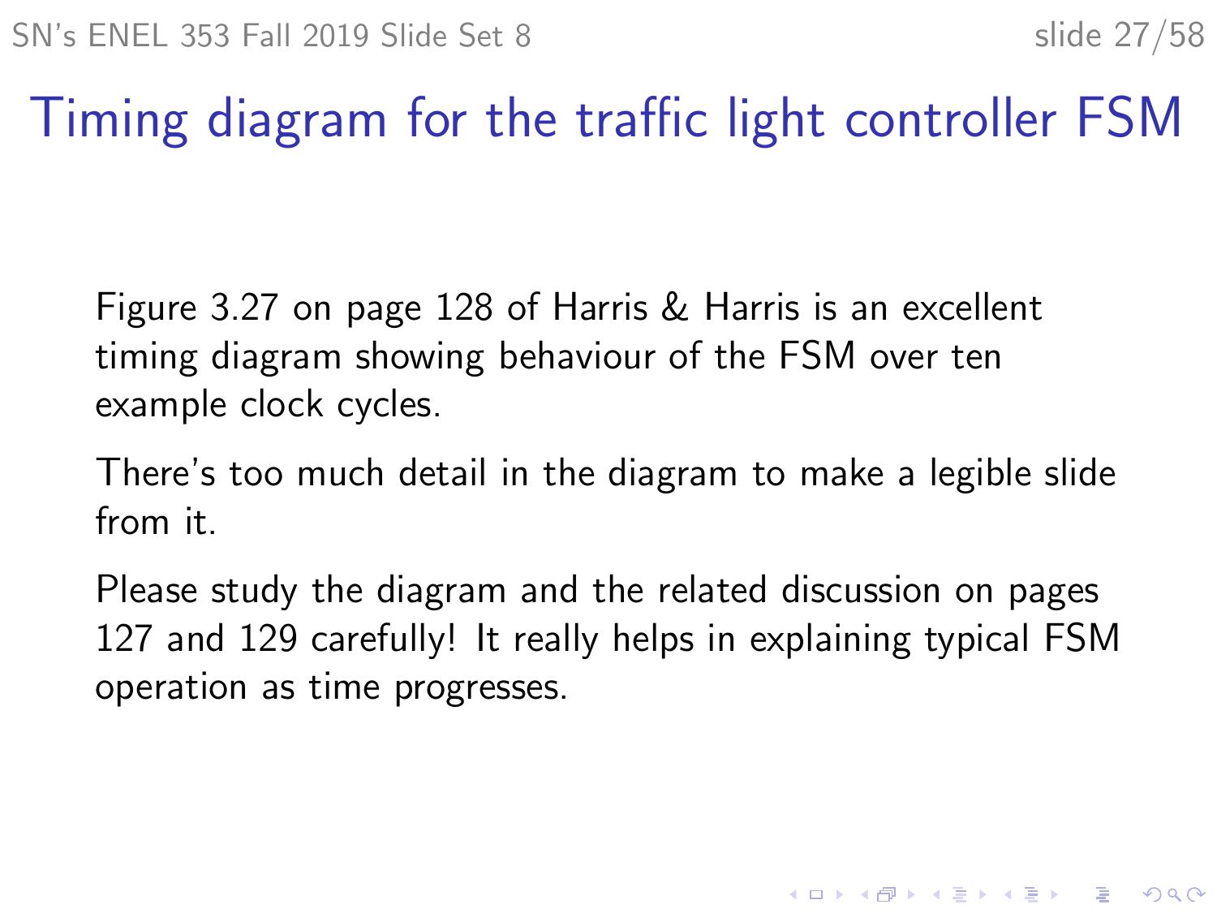# Timing diagram for the traffic light controller FSM

Figure 3.27 on page 128 of Harris & Harris is an excellent timing diagram showing behaviour of the FSM over ten example clock cycles.

There's too much detail in the diagram to make a legible slide from it.

Please study the diagram and the related discussion on pages 127 and 129 carefully! It really helps in explaining typical FSM operation as time progresses.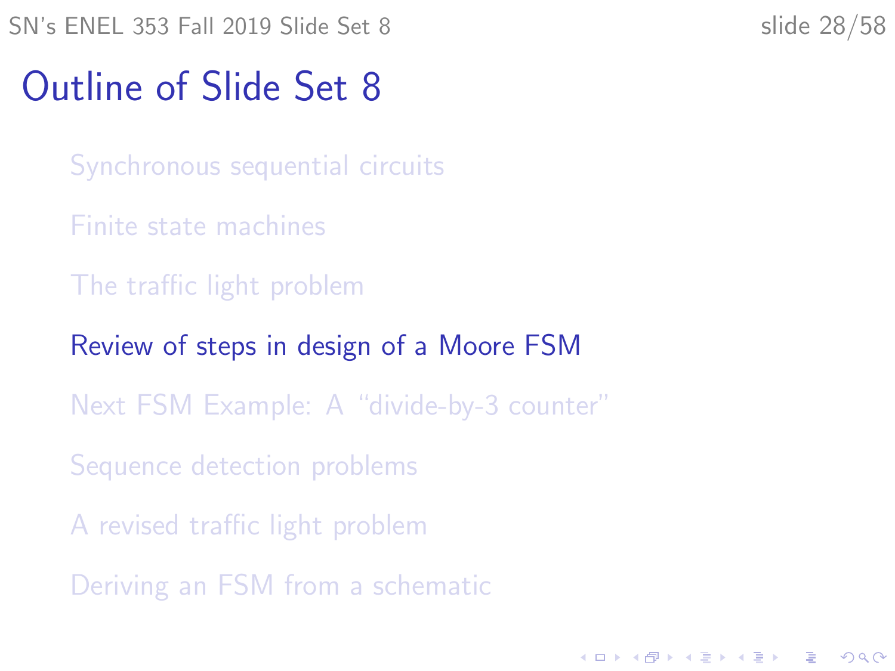# Outline of Slide Set 8

- Synchronous sequential circuits
- Finite state machines
- The traffic light problem
- Review of steps in design of a Moore FSM
- Next FSM Example: A "divide-by-3 counter"
- Sequence detection problems
- A revised traffic light problem
- Deriving an FSM from a schematic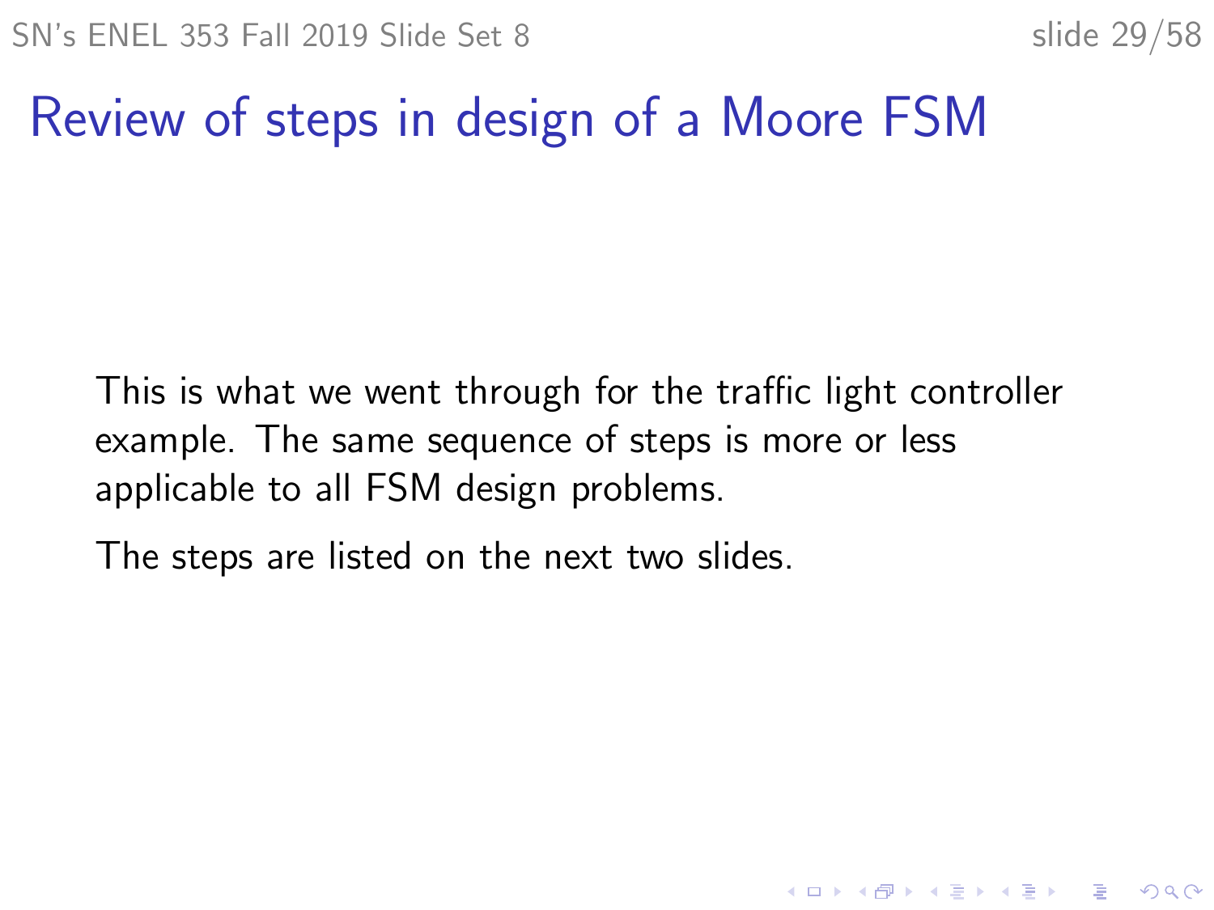# Review of steps in design of a Moore FSM

This is what we went through for the traffic light controller example. The same sequence of steps is more or less applicable to all FSM design problems.

The steps are listed on the next two slides.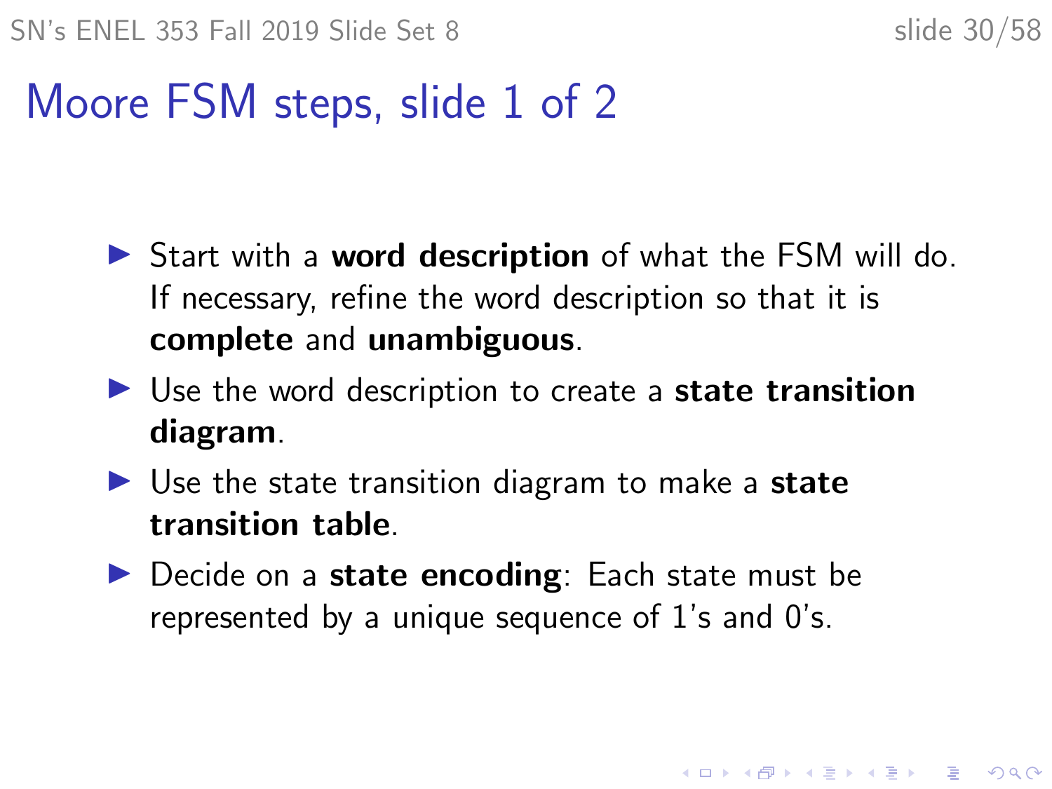# Moore FSM steps, slide 1 of 2

- Start with a **word description** of what the FSM will do. If necessary, refine the word description so that it is **complete** and **unambiguous**.
- Use the word description to create a **state transition diagram**.
- Use the state transition diagram to make a **state transition table**.
- Decide on a **state encoding**: Each state must be represented by a unique sequence of 1's and 0's.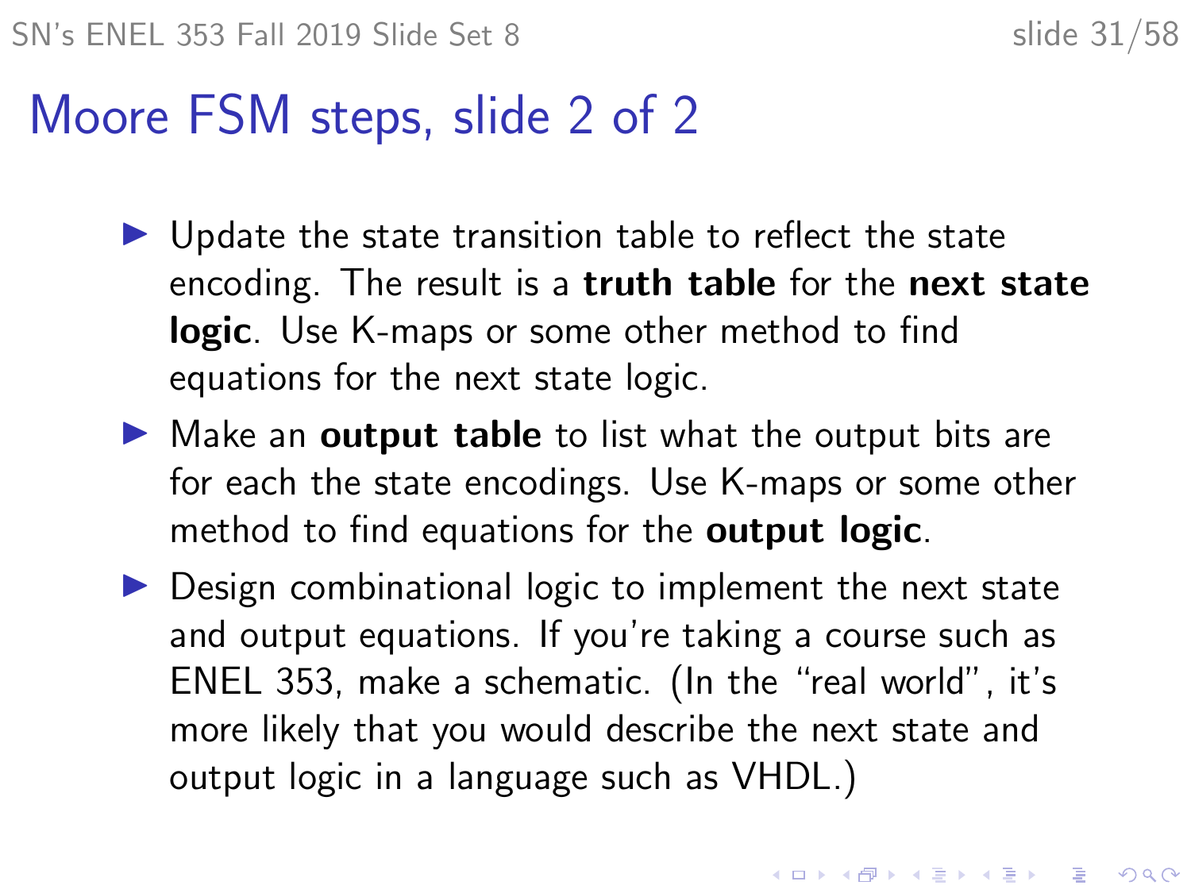# Moore FSM steps, slide 2 of 2

- Update the state transition table to reflect the state encoding. The result is a **truth table** for the **next state logic**. Use K-maps or some other method to find equations for the next state logic.
- Make an **output table** to list what the output bits are for each the state encodings. Use K-maps or some other method to find equations for the **output logic**.
- Design combinational logic to implement the next state and output equations. If you're taking a course such as ENEL 353, make a schematic. (In the "real world", it's more likely that you would describe the next state and output logic in a language such as VHDL.)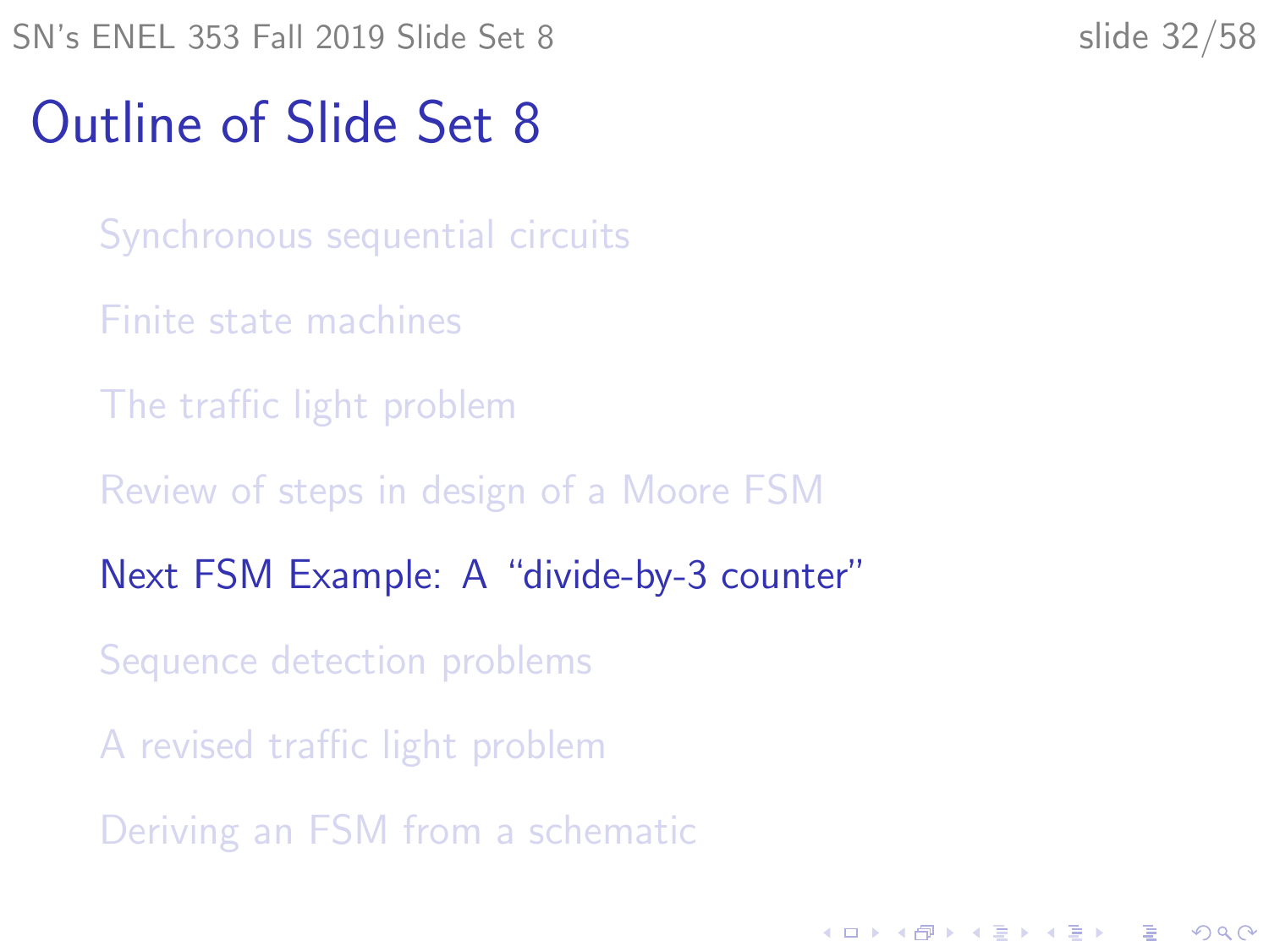# Outline of Slide Set 8

- Synchronous sequential circuits
- Finite state machines
- The traffic light problem
- Review of steps in design of a Moore FSM
- Next FSM Example: A "divide-by-3 counter"
- Sequence detection problems
- A revised traffic light problem
- Deriving an FSM from a schematic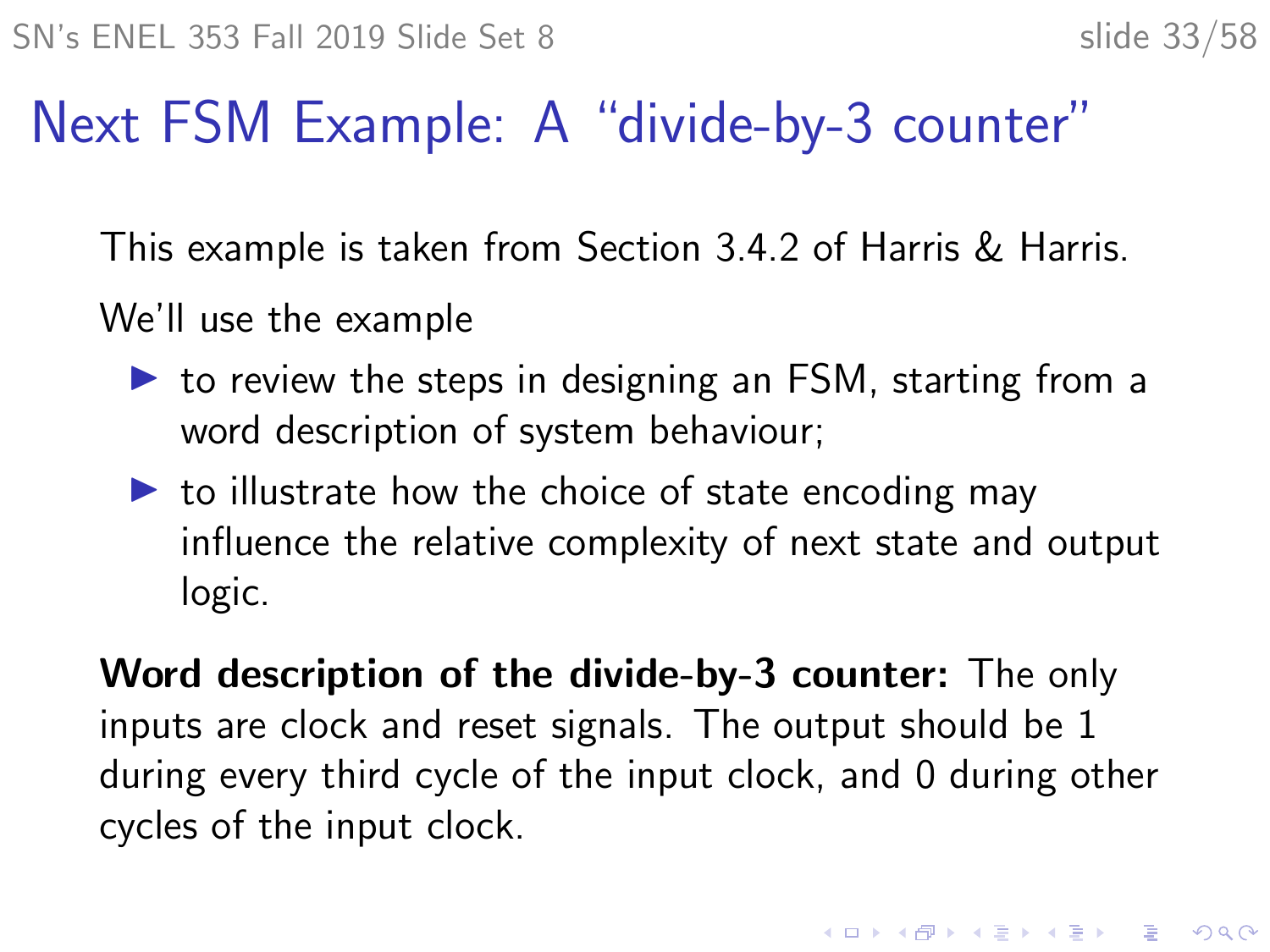# Next FSM Example: A "divide-by-3 counter"

This example is taken from Section 3.4.2 of Harris & Harris.

We'll use the example

- to review the steps in designing an FSM, starting from a word description of system behaviour;
- to illustrate how the choice of state encoding may influence the relative complexity of next state and output logic.

**Word description of the divide-by-3 counter:** The only inputs are clock and reset signals. The output should be 1 during every third cycle of the input clock, and 0 during other cycles of the input clock.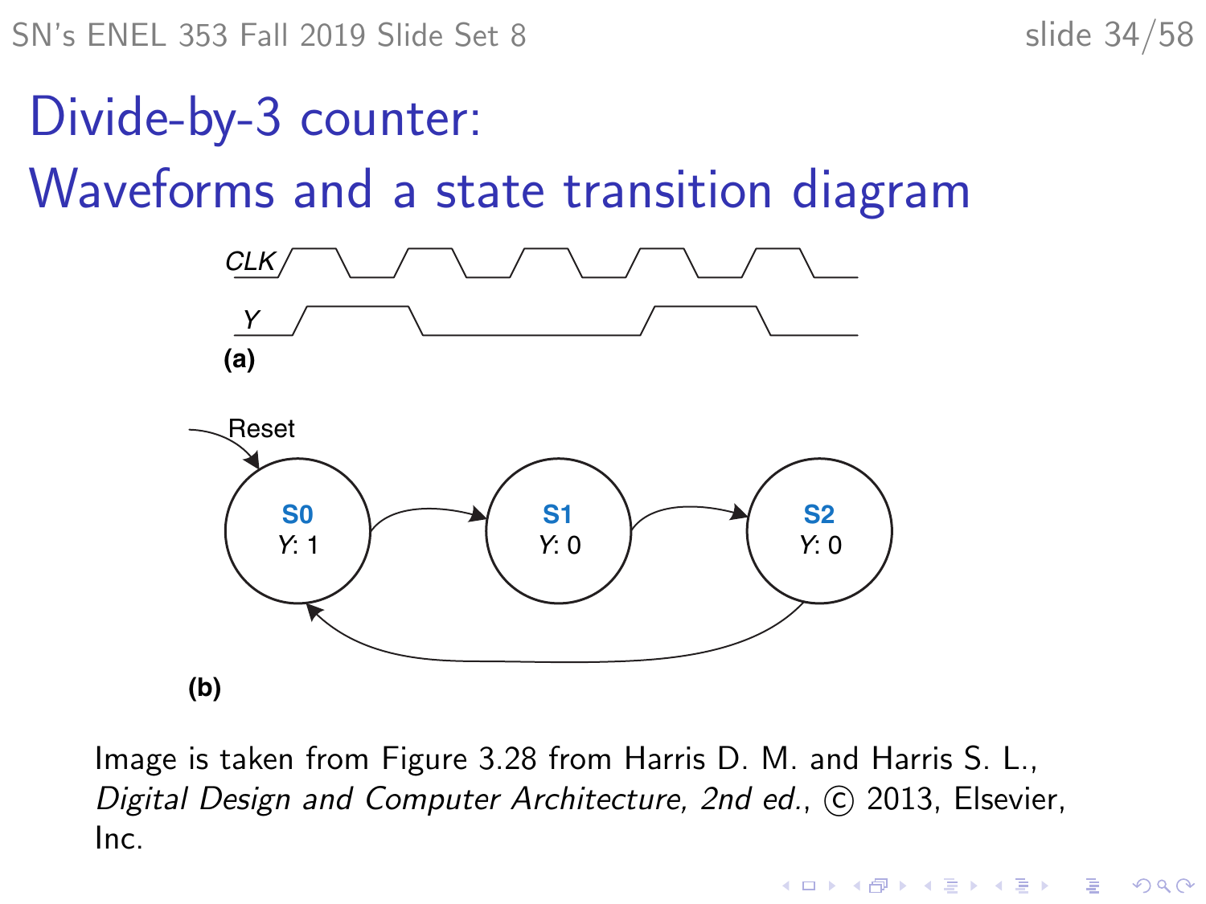# Divide-by-3 counter: Waveforms and a state transition diagram

(a)

(b)

Image is taken from Figure 3.28 from Harris D. M. and Harris S. L., *Digital Design and Computer Architecture, 2nd ed.*, © 2013, Elsevier, Inc.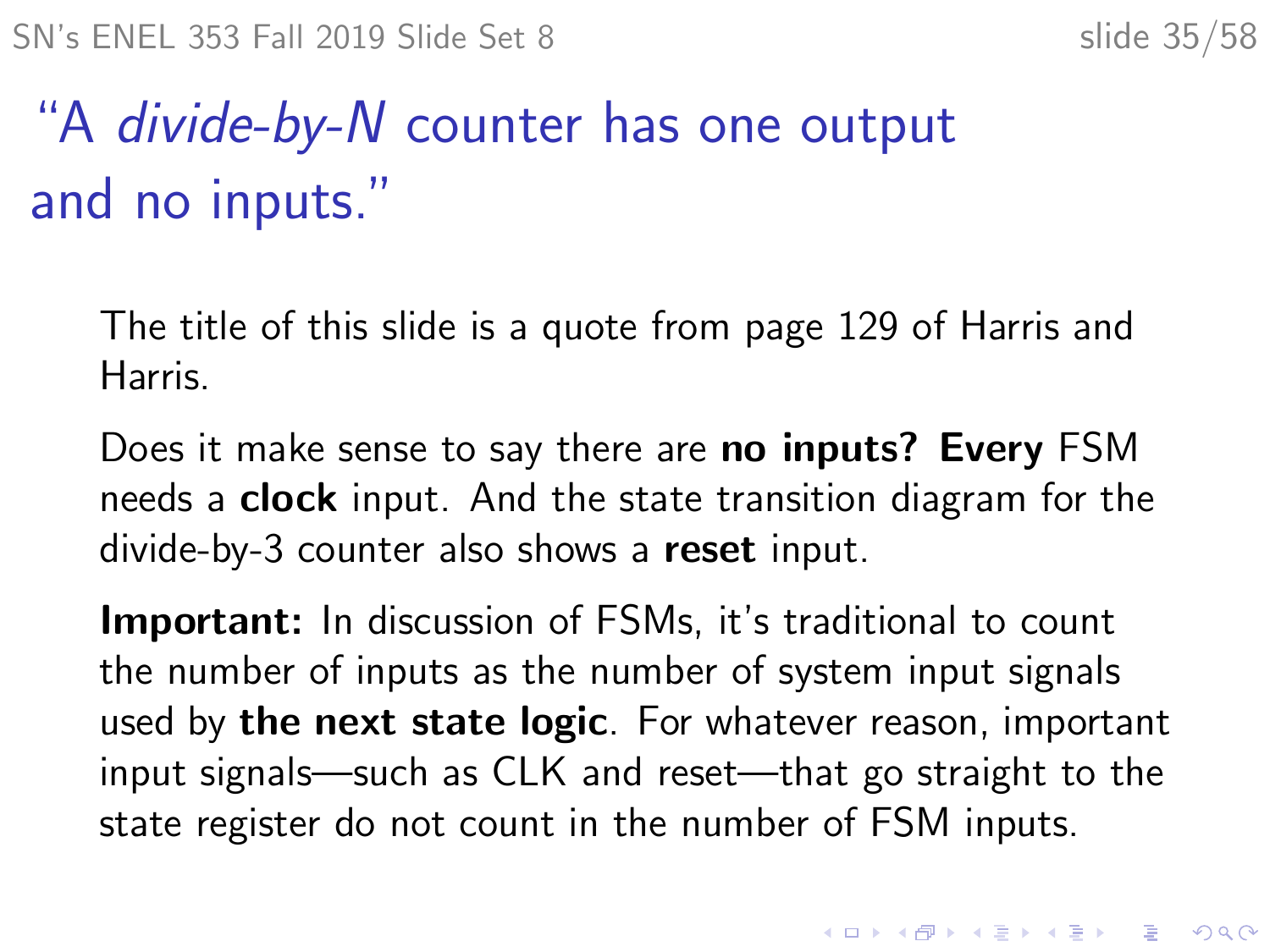# "A *divide-by-N* counter has one output and no inputs."

The title of this slide is a quote from page 129 of Harris and Harris.

Does it make sense to say there are **no inputs? Every** FSM needs a **clock** input. And the state transition diagram for the divide-by-3 counter also shows a **reset** input.

**Important:** In discussion of FSMs, it's traditional to count the number of inputs as the number of system input signals used by **the next state logic**. For whatever reason, important input signals—such as CLK and reset—that go straight to the state register do not count in the number of FSM inputs.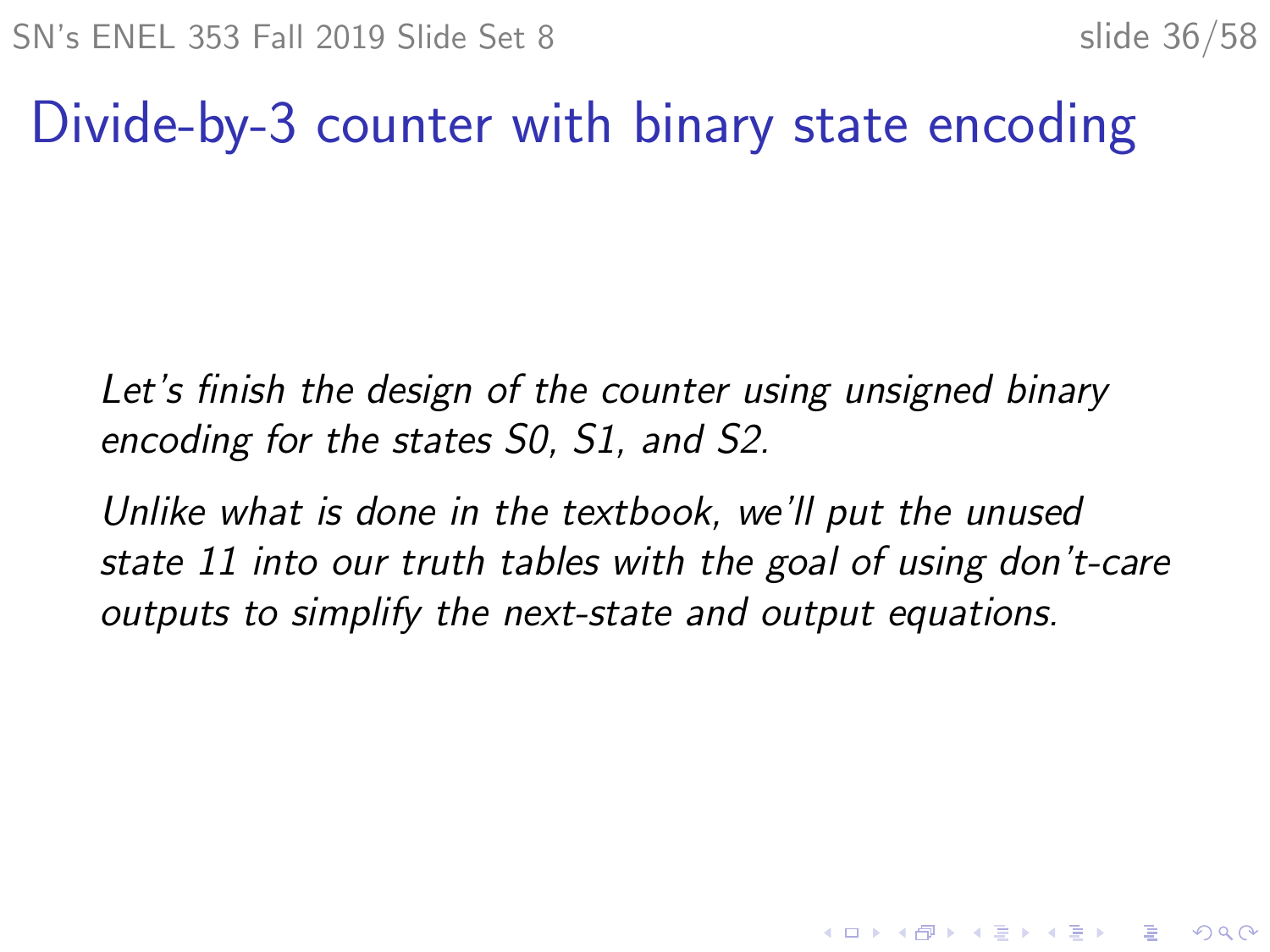# Divide-by-3 counter with binary state encoding

*Let's finish the design of the counter using unsigned binary encoding for the states S0, S1, and S2.*

*Unlike what is done in the textbook, we'll put the unused state 11 into our truth tables with the goal of using don't-care outputs to simplify the next-state and output equations.*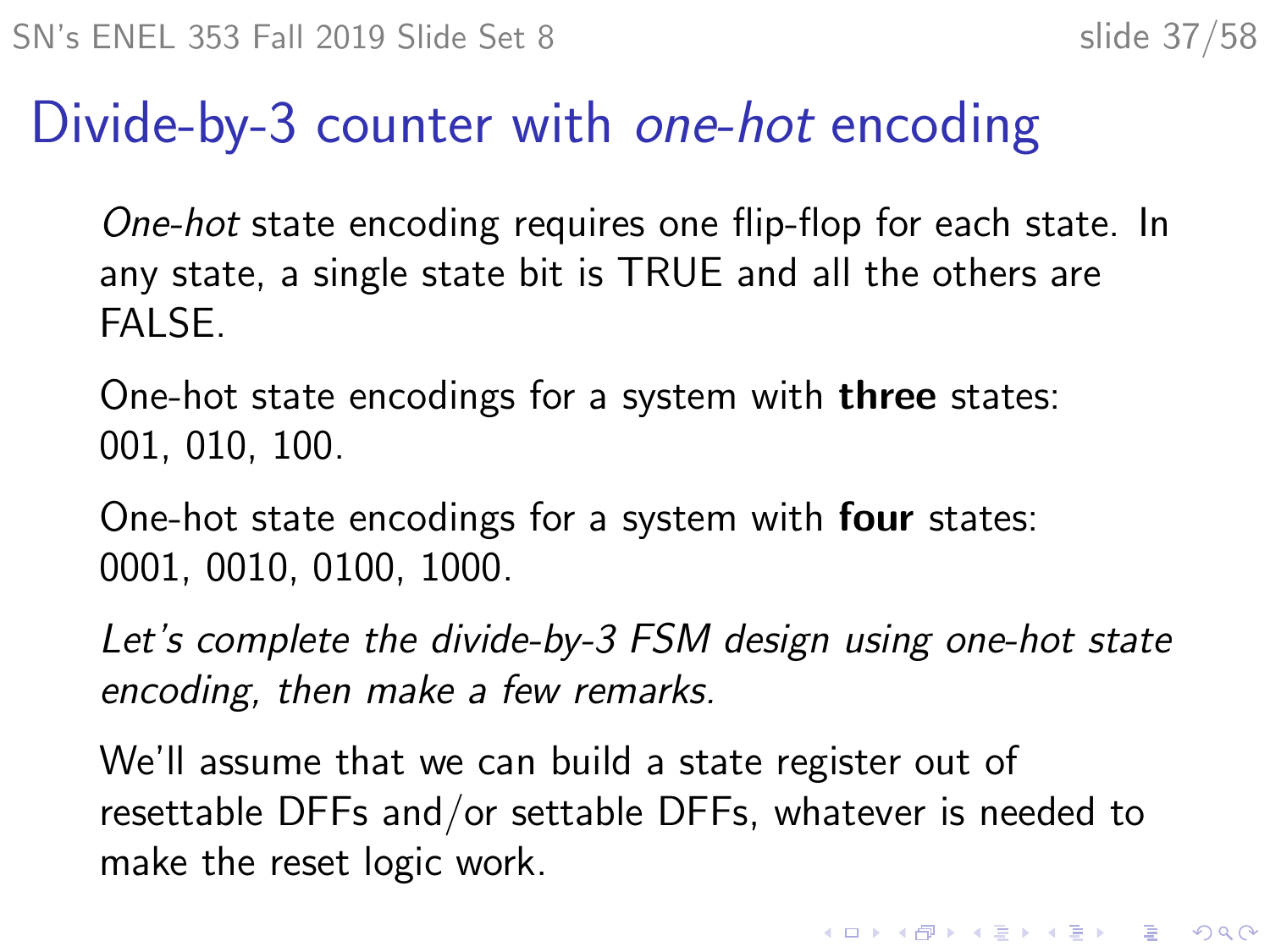# Divide-by-3 counter with *one-hot* encoding

*One-hot* state encoding requires one flip-flop for each state. In any state, a single state bit is TRUE and all the others are FALSE.

One-hot state encodings for a system with **three** states: 001, 010, 100.

One-hot state encodings for a system with **four** states: 0001, 0010, 0100, 1000.

*Let's complete the divide-by-3 FSM design using one-hot state encoding, then make a few remarks.*

We'll assume that we can build a state register out of resettable DFFs and/or settable DFFs, whatever is needed to make the reset logic work.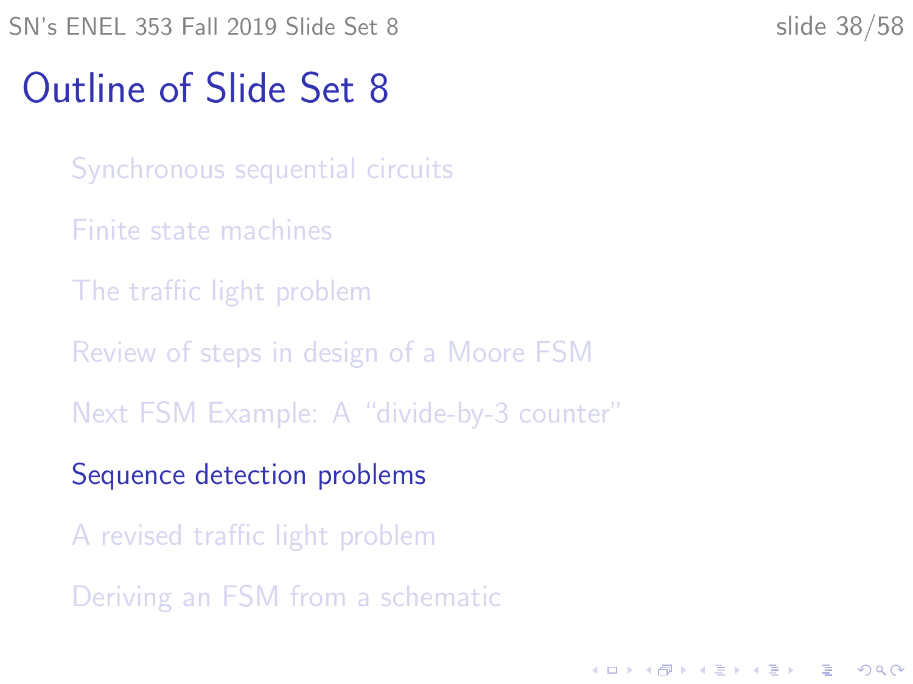# Outline of Slide Set 8

- Synchronous sequential circuits
- Finite state machines
- The traffic light problem
- Review of steps in design of a Moore FSM
- Next FSM Example: A "divide-by-3 counter"
- Sequence detection problems
- A revised traffic light problem
- Deriving an FSM from a schematic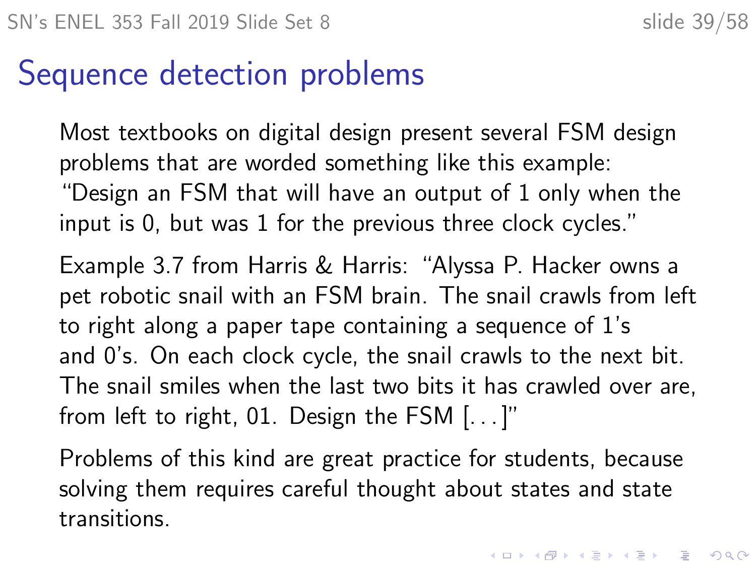# Sequence detection problems

Most textbooks on digital design present several FSM design problems that are worded something like this example: "Design an FSM that will have an output of 1 only when the input is 0, but was 1 for the previous three clock cycles."

Example 3.7 from Harris & Harris: "Alyssa P. Hacker owns a pet robotic snail with an FSM brain. The snail crawls from left to right along a paper tape containing a sequence of 1's and 0's. On each clock cycle, the snail crawls to the next bit. The snail smiles when the last two bits it has crawled over are, from left to right, 01. Design the FSM [...]"

Problems of this kind are great practice for students, because solving them requires careful thought about states and state transitions.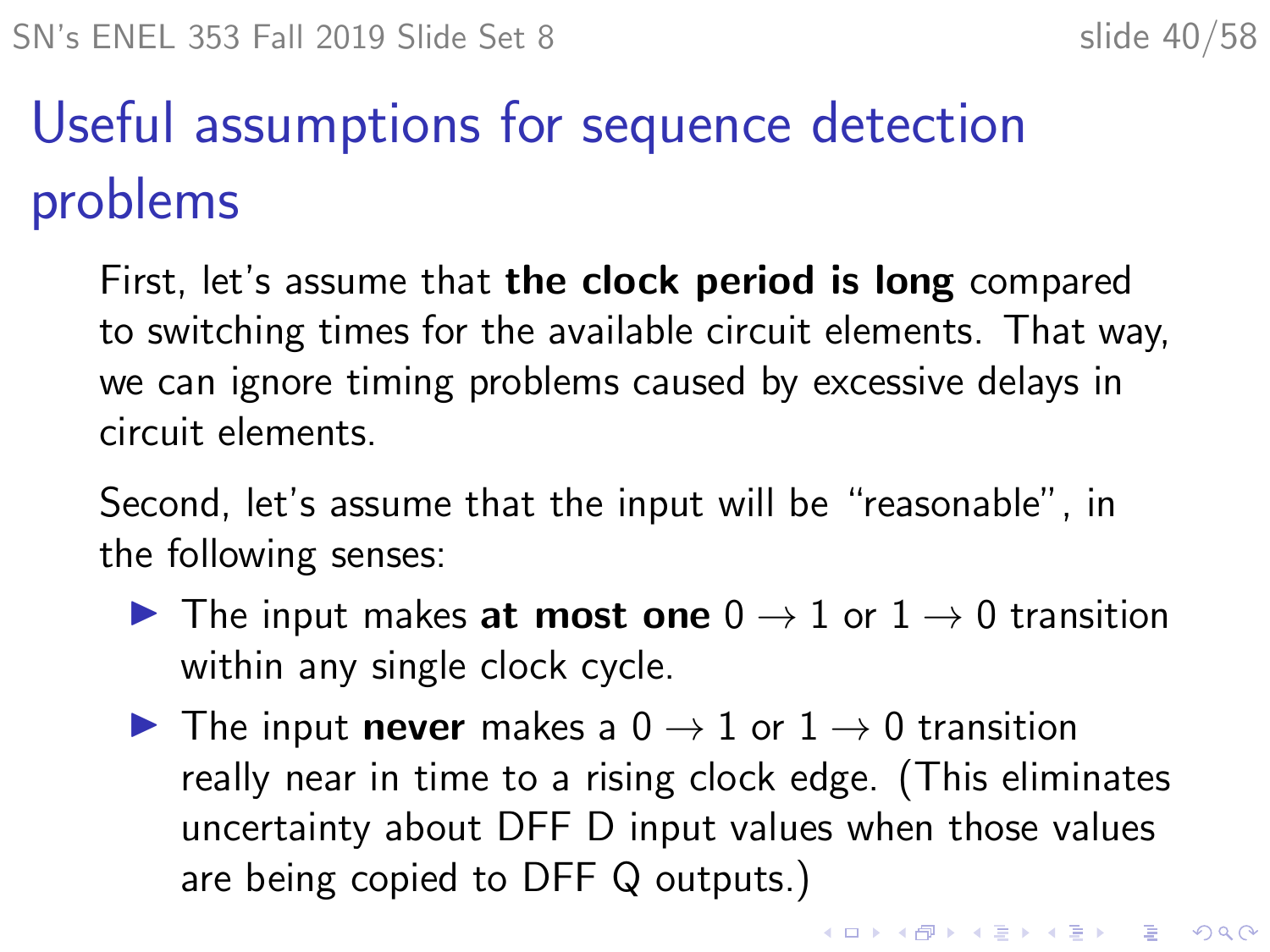# Useful assumptions for sequence detection problems

First, let's assume that **the clock period is long** compared to switching times for the available circuit elements. That way, we can ignore timing problems caused by excessive delays in circuit elements.

Second, let's assume that the input will be "reasonable", in the following senses:

- The input makes **at most one** $0 \rightarrow 1$ or $1 \rightarrow 0$ transition within any single clock cycle.
- The input **never** makes a $0 \rightarrow 1$ or $1 \rightarrow 0$ transition really near in time to a rising clock edge. (This eliminates uncertainty about DFF D input values when those values are being copied to DFF Q outputs.)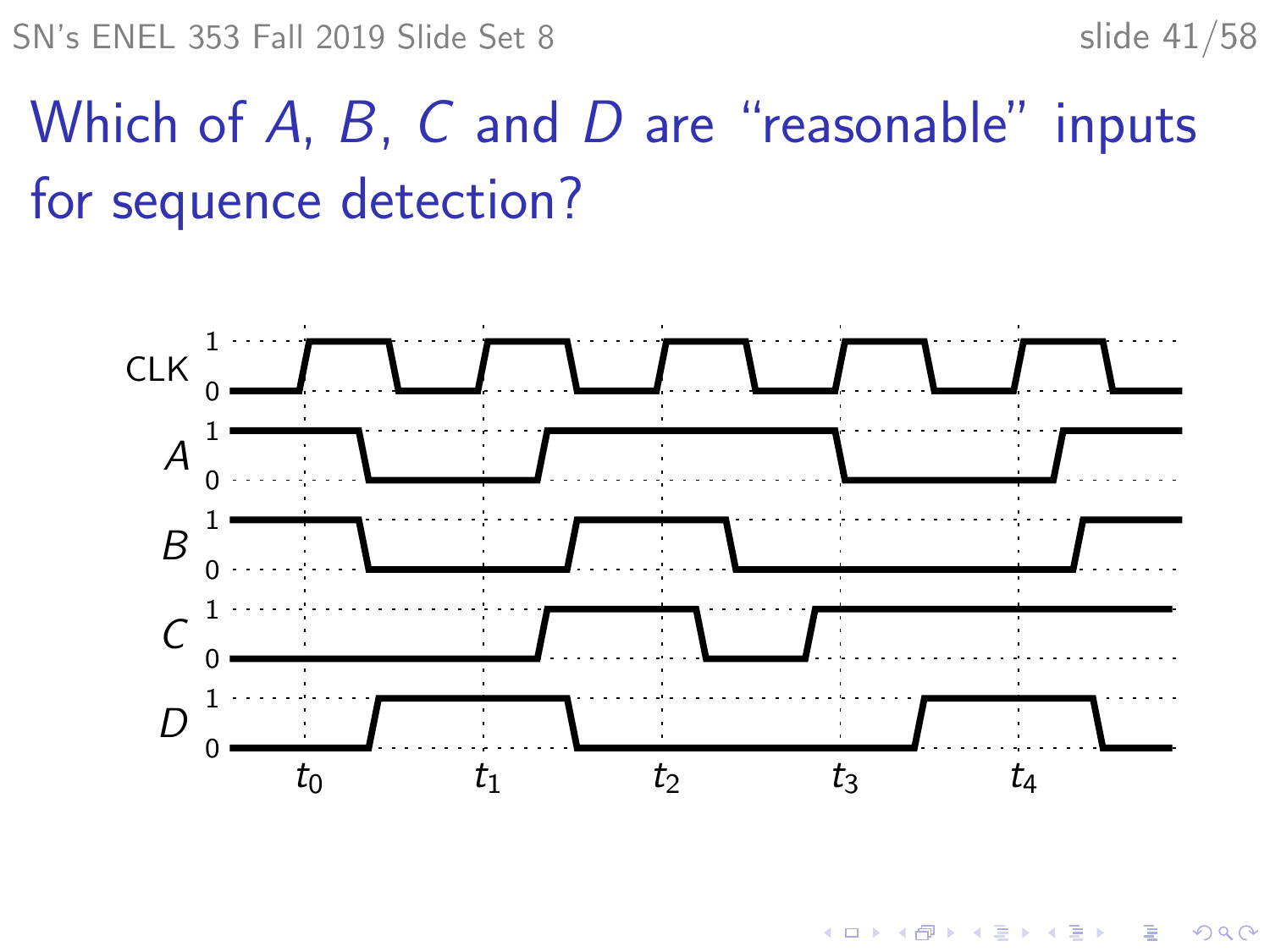# Which of $A$, $B$, $C$ and $D$ are "reasonable" inputs for sequence detection?

CLK

$A$

$B$

$C$

$D$

$t_0$ $t_1$ $t_2$ $t_3$ $t_4$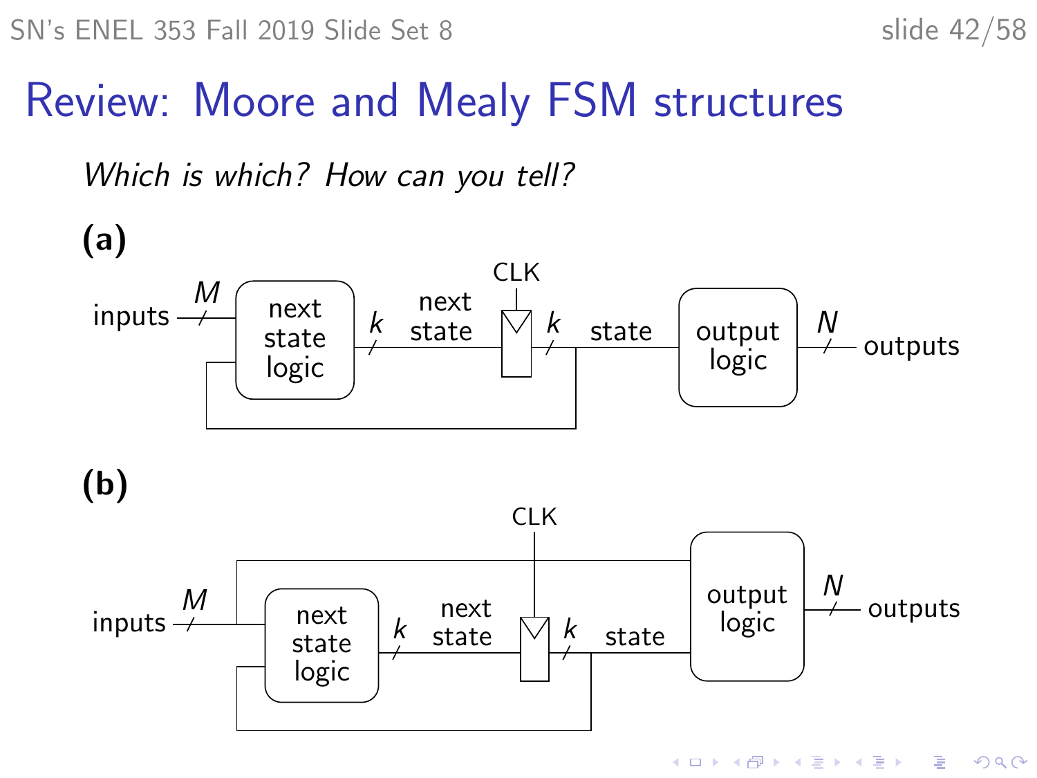# Review: Moore and Mealy FSM structures

*Which is which? How can you tell?*

**(a)**

inputs $M$ → next state logic → $k$ next state → CLK → $k$ state → output logic → $N$ outputs

**(b)**

inputs $M$ → next state logic → $k$ next state → CLK → $k$ state → output logic → $N$ outputs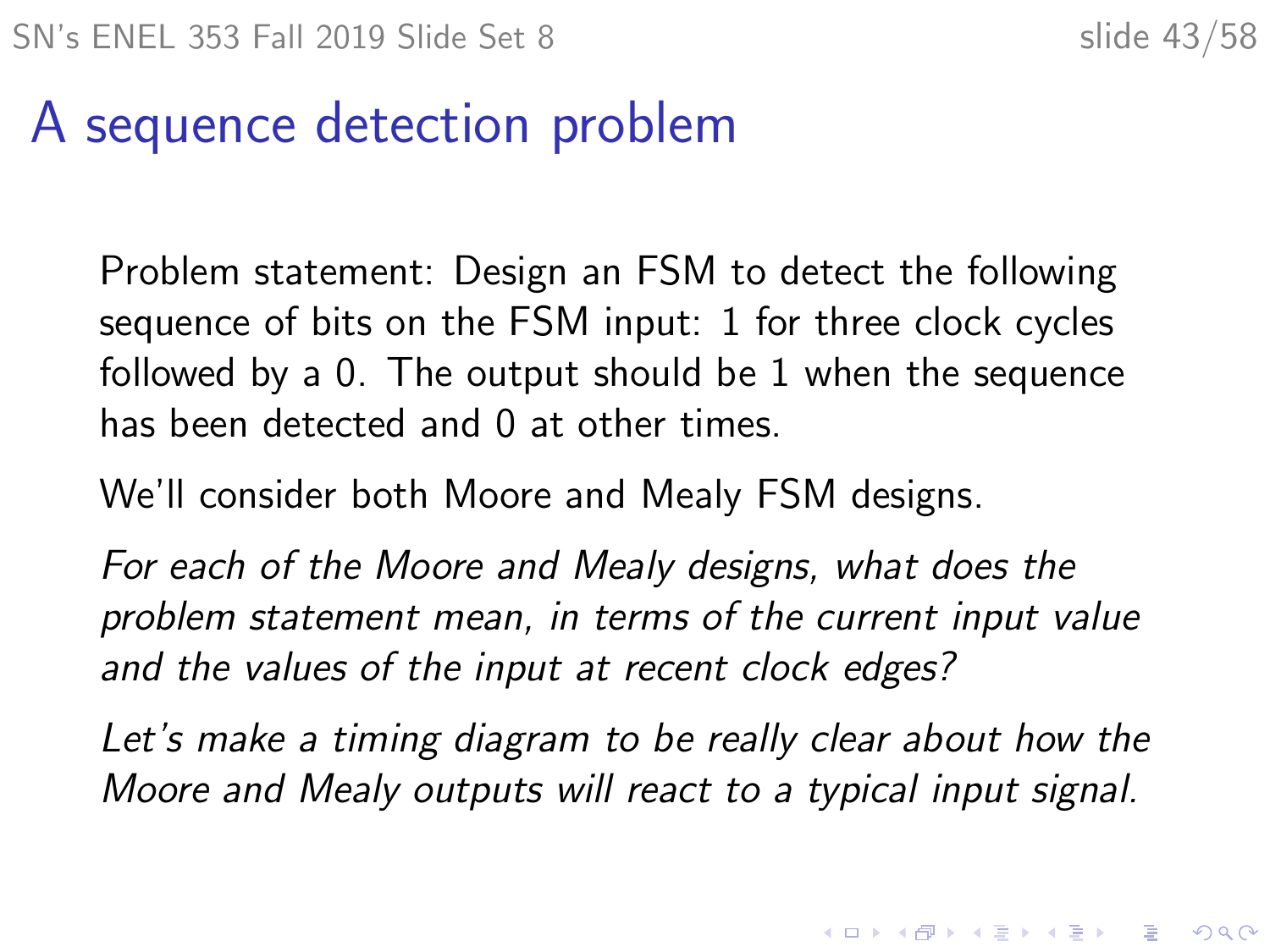# A sequence detection problem

Problem statement: Design an FSM to detect the following sequence of bits on the FSM input: 1 for three clock cycles followed by a 0. The output should be 1 when the sequence has been detected and 0 at other times.

We'll consider both Moore and Mealy FSM designs.

*For each of the Moore and Mealy designs, what does the problem statement mean, in terms of the current input value and the values of the input at recent clock edges?*

*Let's make a timing diagram to be really clear about how the Moore and Mealy outputs will react to a typical input signal.*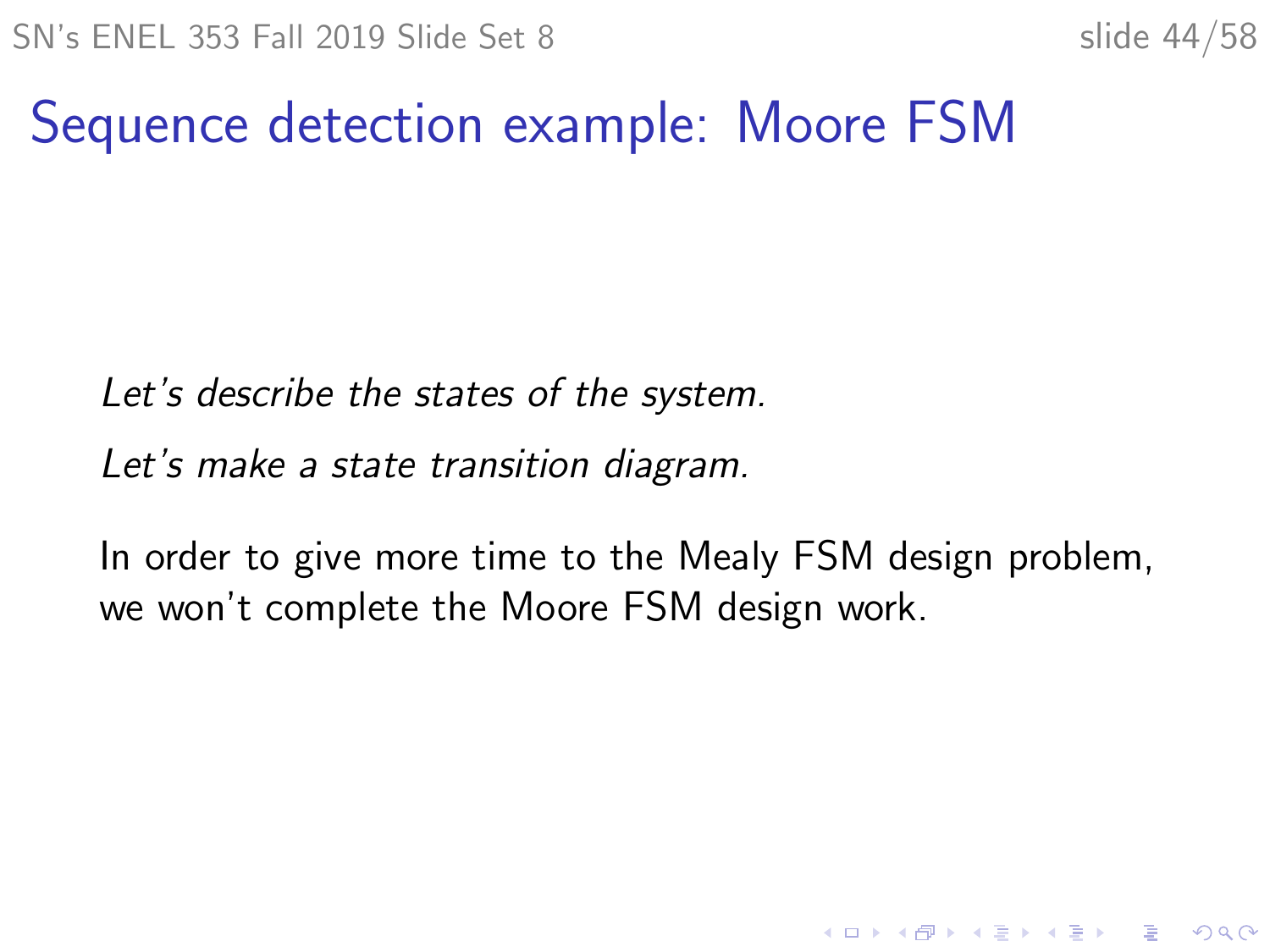# Sequence detection example: Moore FSM

*Let's describe the states of the system.*

*Let's make a state transition diagram.*

In order to give more time to the Mealy FSM design problem, we won't complete the Moore FSM design work.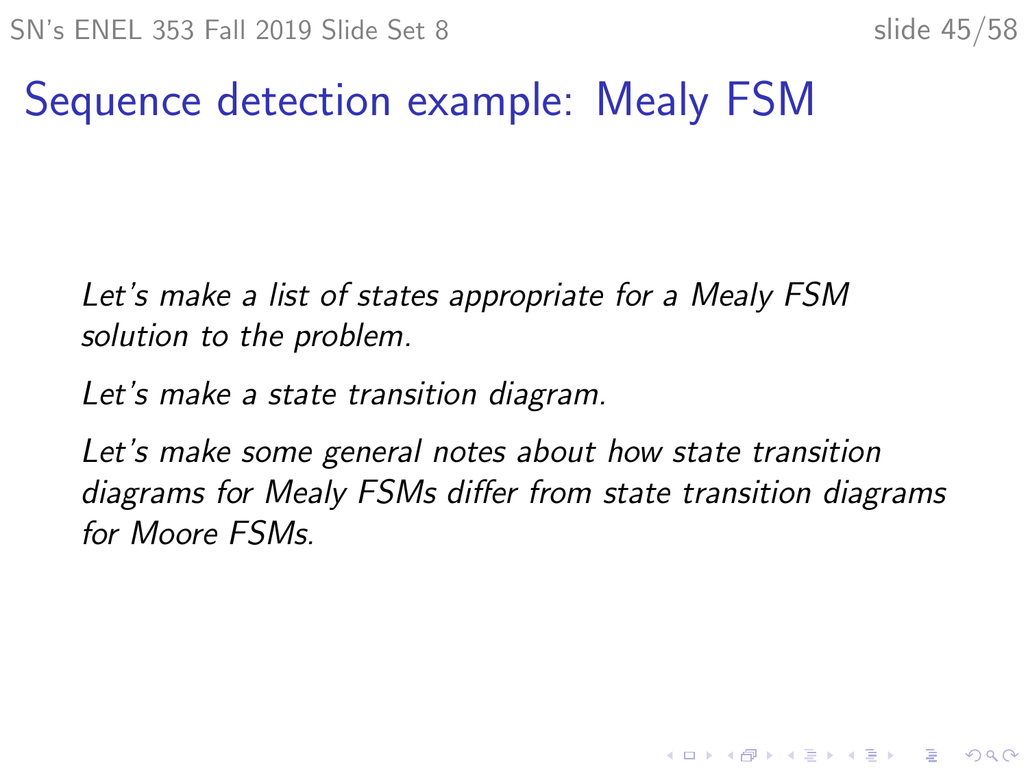# Sequence detection example: Mealy FSM

*Let's make a list of states appropriate for a Mealy FSM solution to the problem.*

*Let's make a state transition diagram.*

*Let's make some general notes about how state transition diagrams for Mealy FSMs differ from state transition diagrams for Moore FSMs.*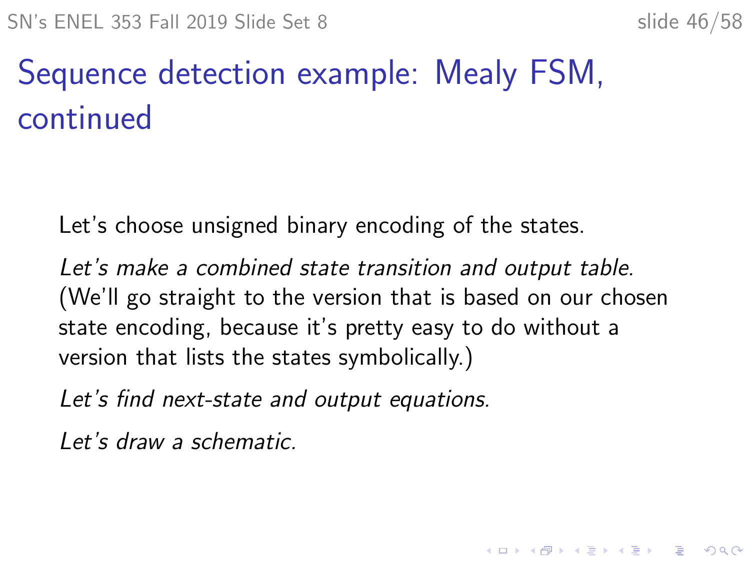# Sequence detection example: Mealy FSM, continued

Let's choose unsigned binary encoding of the states.

*Let's make a combined state transition and output table.* (We'll go straight to the version that is based on our chosen state encoding, because it's pretty easy to do without a version that lists the states symbolically.)

*Let's find next-state and output equations.*

*Let's draw a schematic.*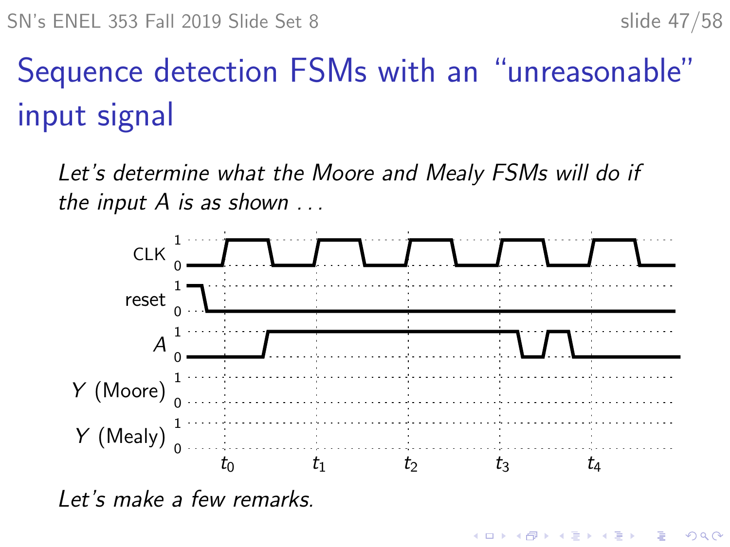# Sequence detection FSMs with an "unreasonable" input signal

*Let's determine what the Moore and Mealy FSMs will do if the input $A$ is as shown . . .*

CLK

reset

$A$

$Y$ (Moore)

$Y$ (Mealy)

$t_0$ $t_1$ $t_2$ $t_3$ $t_4$

*Let's make a few remarks.*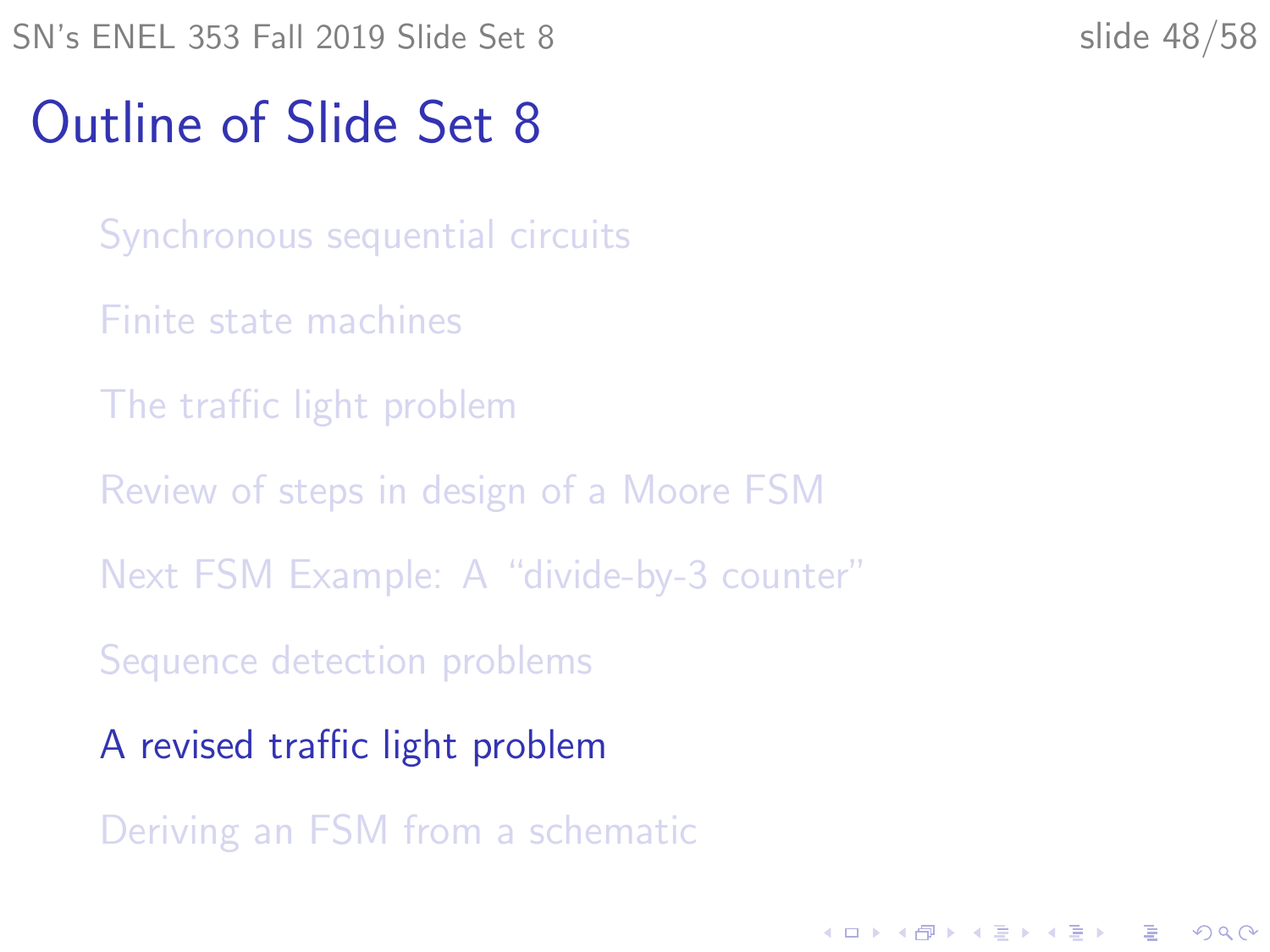# Outline of Slide Set 8

- Synchronous sequential circuits
- Finite state machines
- The traffic light problem
- Review of steps in design of a Moore FSM
- Next FSM Example: A "divide-by-3 counter"
- Sequence detection problems
- A revised traffic light problem
- Deriving an FSM from a schematic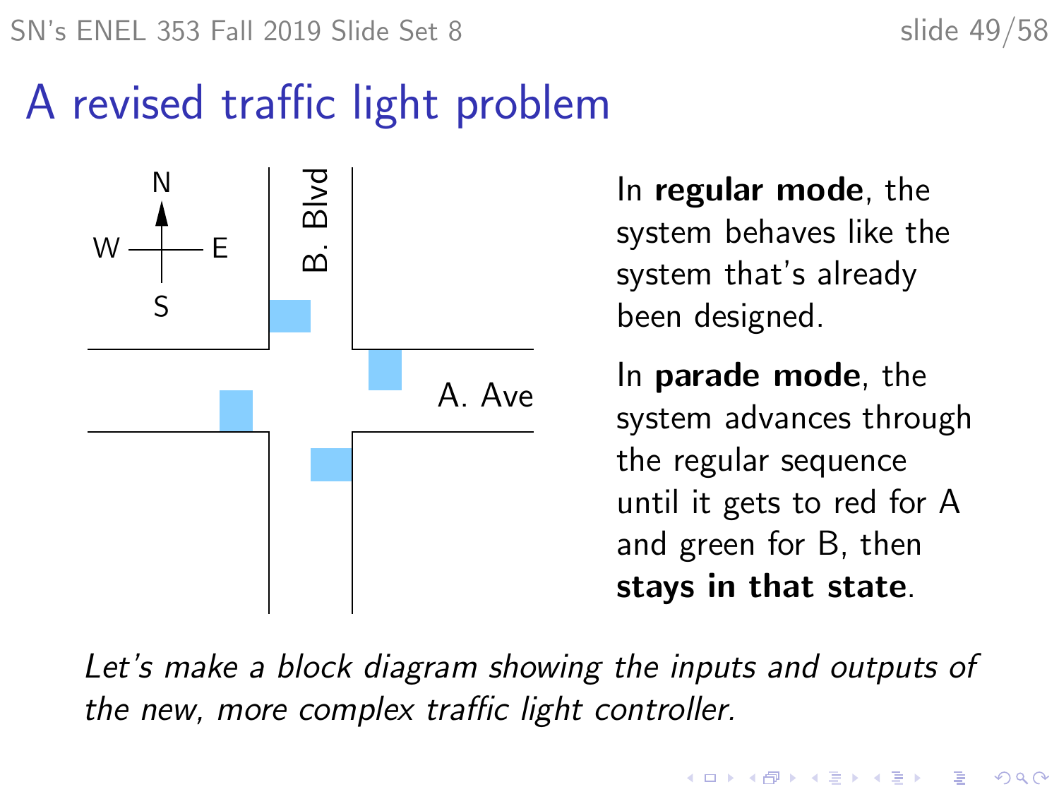# A revised traffic light problem

In **regular mode**, the system behaves like the system that's already been designed.

In **parade mode**, the system advances through the regular sequence until it gets to red for A and green for B, then **stays in that state**.

*Let's make a block diagram showing the inputs and outputs of the new, more complex traffic light controller.*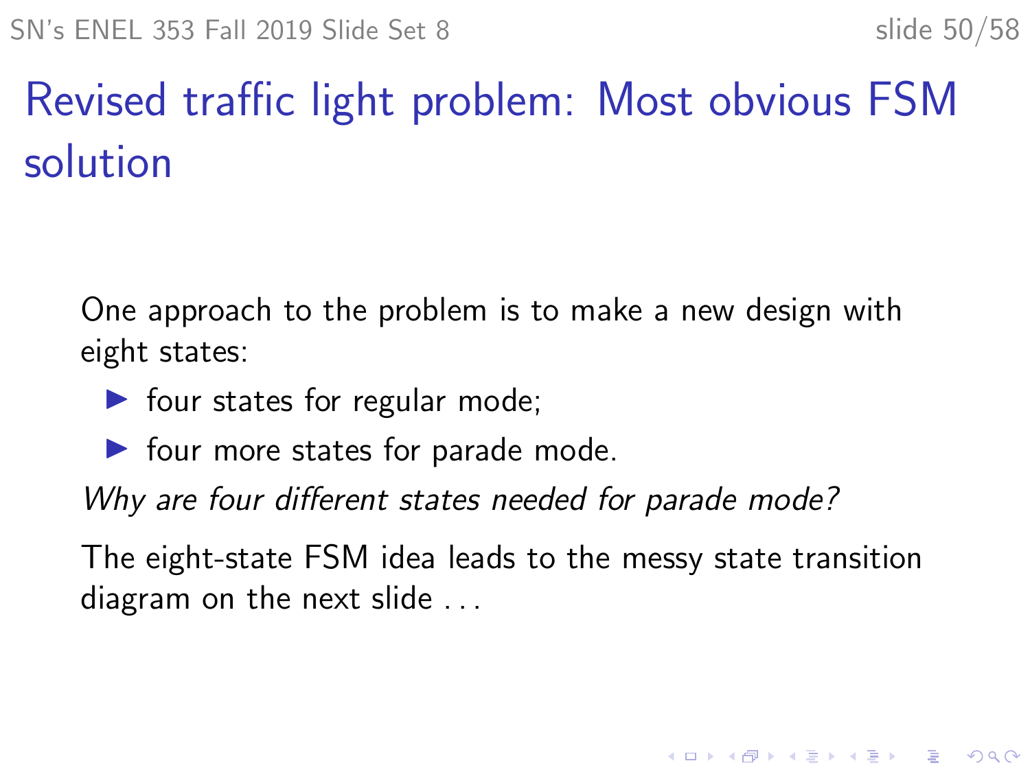# Revised traffic light problem: Most obvious FSM solution

One approach to the problem is to make a new design with eight states:

- four states for regular mode;
- four more states for parade mode.

*Why are four different states needed for parade mode?*

The eight-state FSM idea leads to the messy state transition diagram on the next slide . . .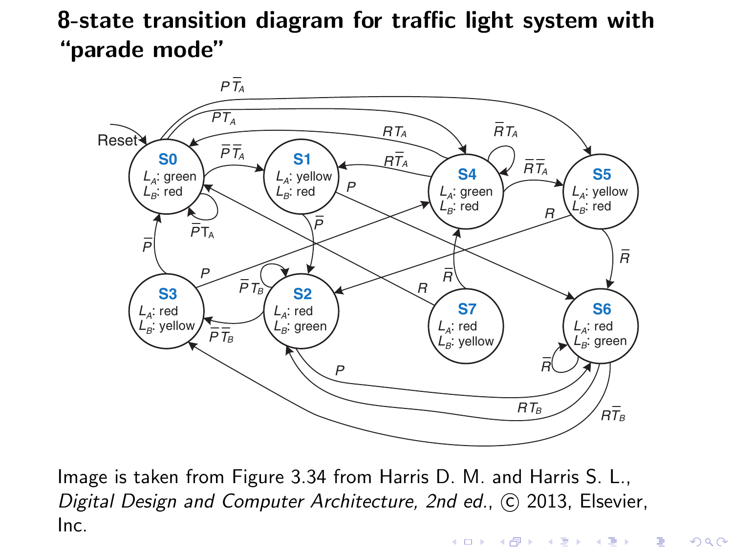## 8-state transition diagram for traffic light system with "parade mode"

Image is taken from Figure 3.34 from Harris D. M. and Harris S. L., *Digital Design and Computer Architecture, 2nd ed.*, © 2013, Elsevier, Inc.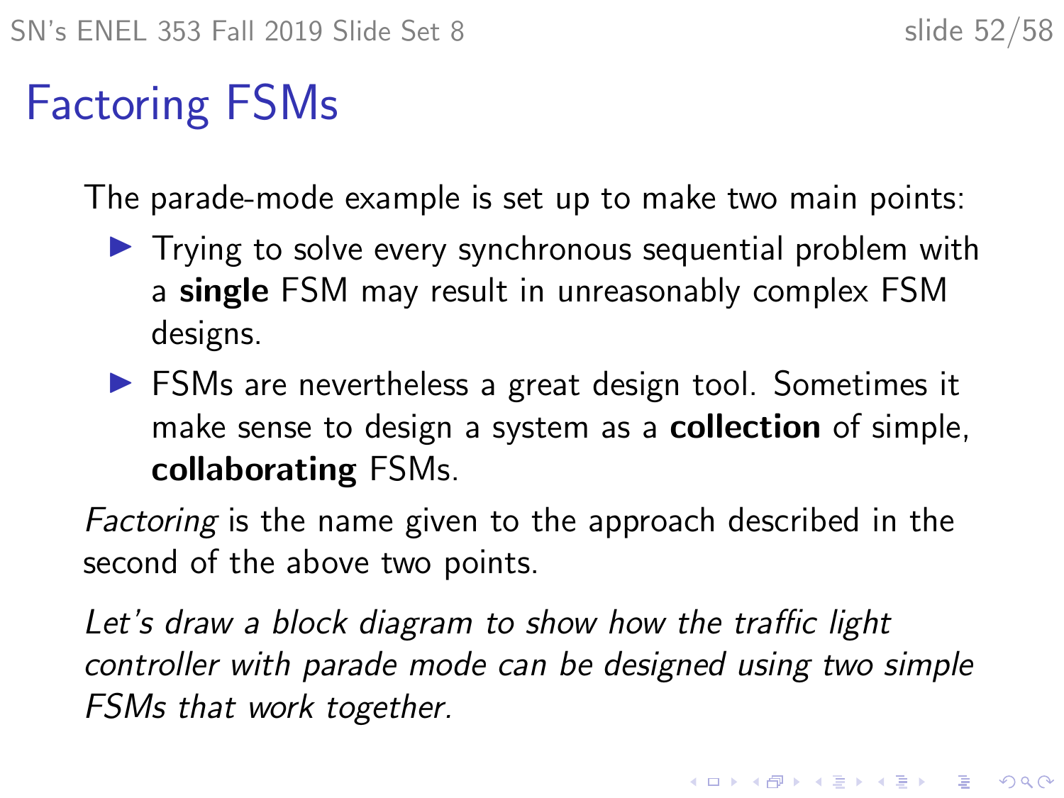# Factoring FSMs

The parade-mode example is set up to make two main points:

- Trying to solve every synchronous sequential problem with a **single** FSM may result in unreasonably complex FSM designs.
- FSMs are nevertheless a great design tool. Sometimes it make sense to design a system as a **collection** of simple, **collaborating** FSMs.

*Factoring* is the name given to the approach described in the second of the above two points.

*Let's draw a block diagram to show how the traffic light controller with parade mode can be designed using two simple FSMs that work together.*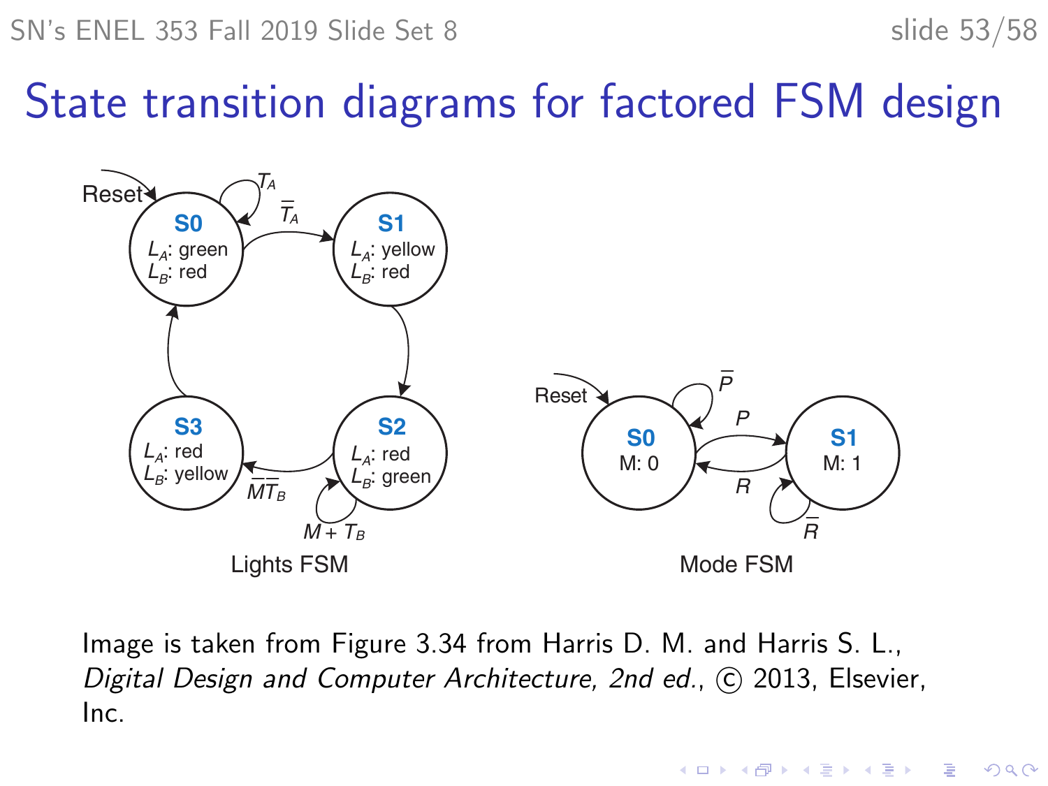# State transition diagrams for factored FSM design

Lights FSM

Mode FSM

Image is taken from Figure 3.34 from Harris D. M. and Harris S. L., *Digital Design and Computer Architecture, 2nd ed.*, © 2013, Elsevier, Inc.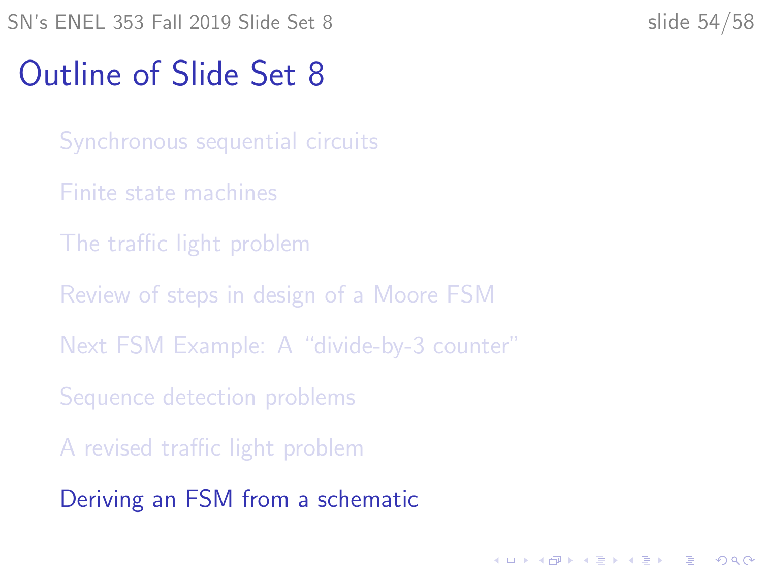# Outline of Slide Set 8

- Synchronous sequential circuits
- Finite state machines
- The traffic light problem
- Review of steps in design of a Moore FSM
- Next FSM Example: A "divide-by-3 counter"
- Sequence detection problems
- A revised traffic light problem
- Deriving an FSM from a schematic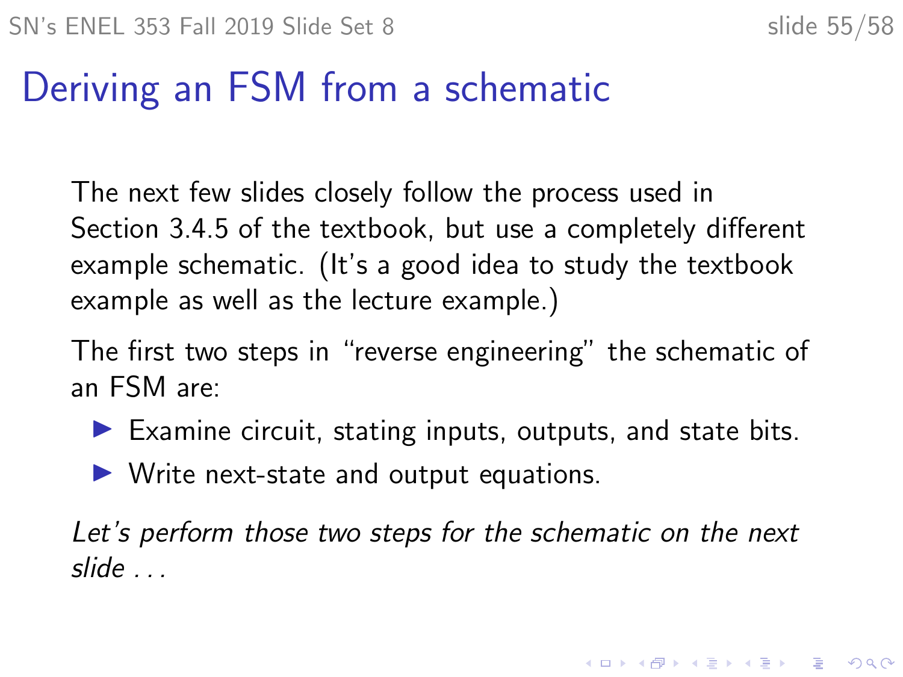# Deriving an FSM from a schematic

The next few slides closely follow the process used in Section 3.4.5 of the textbook, but use a completely different example schematic. (It's a good idea to study the textbook example as well as the lecture example.)

The first two steps in "reverse engineering" the schematic of an FSM are:

- Examine circuit, stating inputs, outputs, and state bits.
- Write next-state and output equations.

*Let's perform those two steps for the schematic on the next slide . . .*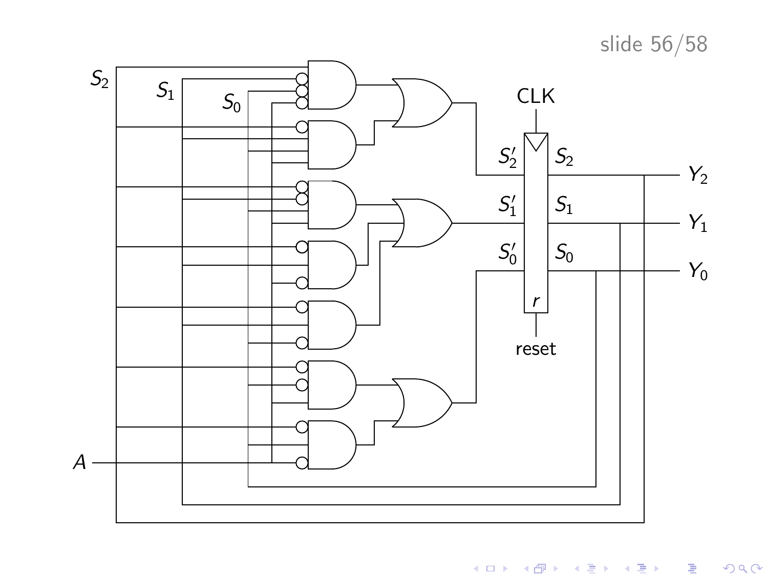$S_2$ $S_1$ $S_0$

CLK

$S_2'$ $S_2$

$S_1'$ $S_1$

$S_0'$ $S_0$

$r$

reset

$Y_2$

$Y_1$

$Y_0$

$A$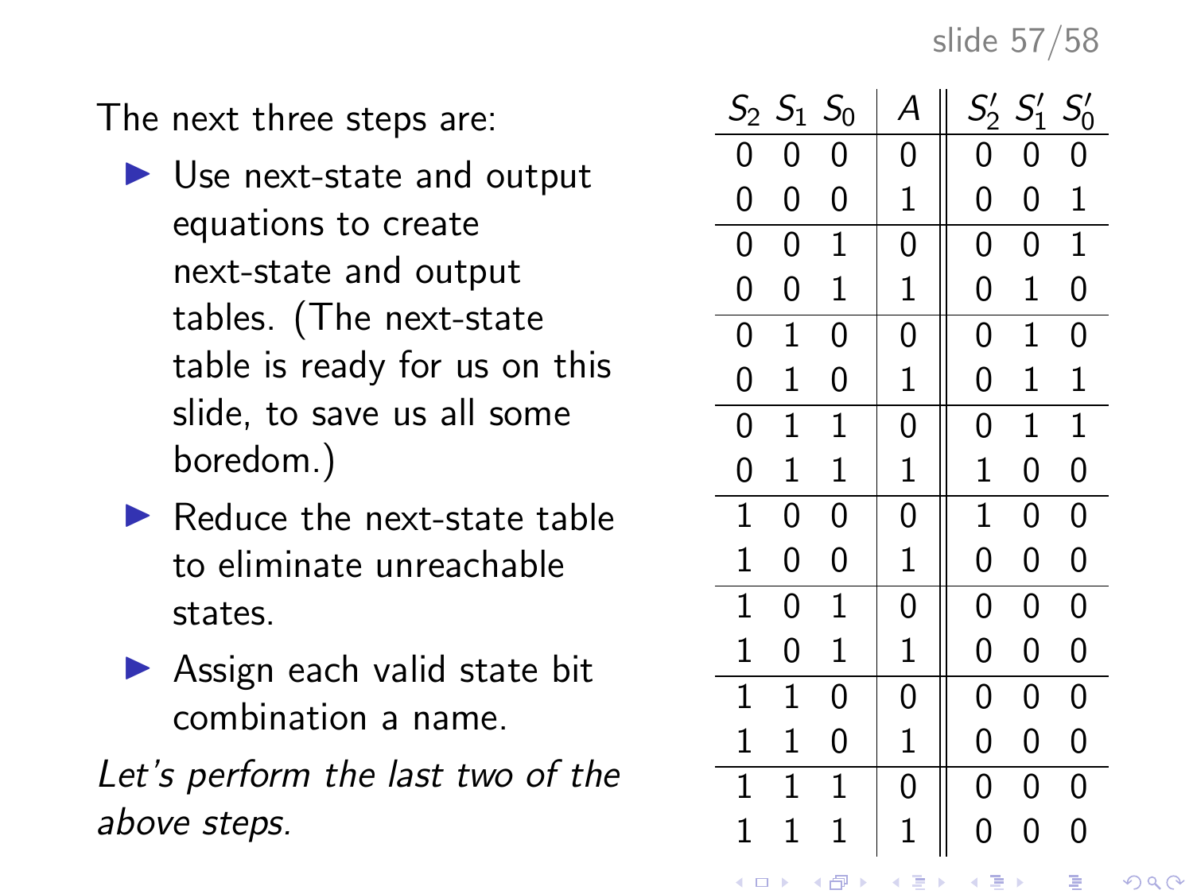The next three steps are:

- Use next-state and output equations to create next-state and output tables. (The next-state table is ready for us on this slide, to save us all some boredom.)
- Reduce the next-state table to eliminate unreachable states.
- Assign each valid state bit combination a name.

*Let's perform the last two of the above steps.*

| $S_2$ | $S_1$ | $S_0$ | $A$ | $S_2'$ | $S_1'$ | $S_0'$ |
|---|---|---|---|---|---|---|
| 0 | 0 | 0 | 0 | 0 | 0 | 0 |
| 0 | 0 | 0 | 1 | 0 | 0 | 1 |
| 0 | 0 | 1 | 0 | 0 | 0 | 1 |
| 0 | 0 | 1 | 1 | 0 | 1 | 0 |
| 0 | 1 | 0 | 0 | 0 | 1 | 0 |
| 0 | 1 | 0 | 1 | 0 | 1 | 1 |
| 0 | 1 | 1 | 0 | 0 | 1 | 1 |
| 0 | 1 | 1 | 1 | 1 | 0 | 0 |
| 1 | 0 | 0 | 0 | 1 | 0 | 0 |
| 1 | 0 | 0 | 1 | 0 | 0 | 0 |
| 1 | 0 | 1 | 0 | 0 | 0 | 0 |
| 1 | 0 | 1 | 1 | 0 | 0 | 0 |
| 1 | 1 | 0 | 0 | 0 | 0 | 0 |
| 1 | 1 | 0 | 1 | 0 | 0 | 0 |
| 1 | 1 | 1 | 0 | 0 | 0 | 0 |
| 1 | 1 | 1 | 1 | 0 | 0 | 0 |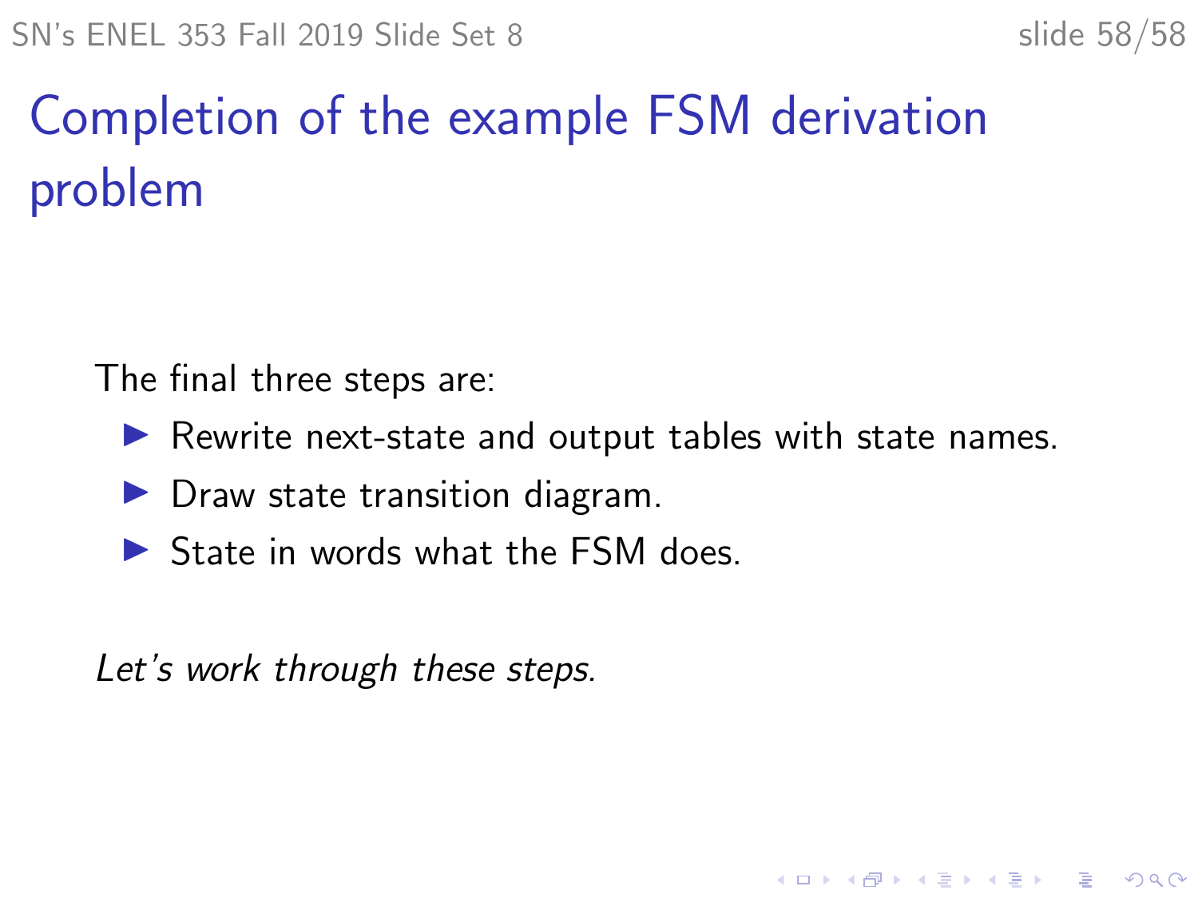# Completion of the example FSM derivation problem

The final three steps are:

- Rewrite next-state and output tables with state names.
- Draw state transition diagram.
- State in words what the FSM does.

*Let's work through these steps.*